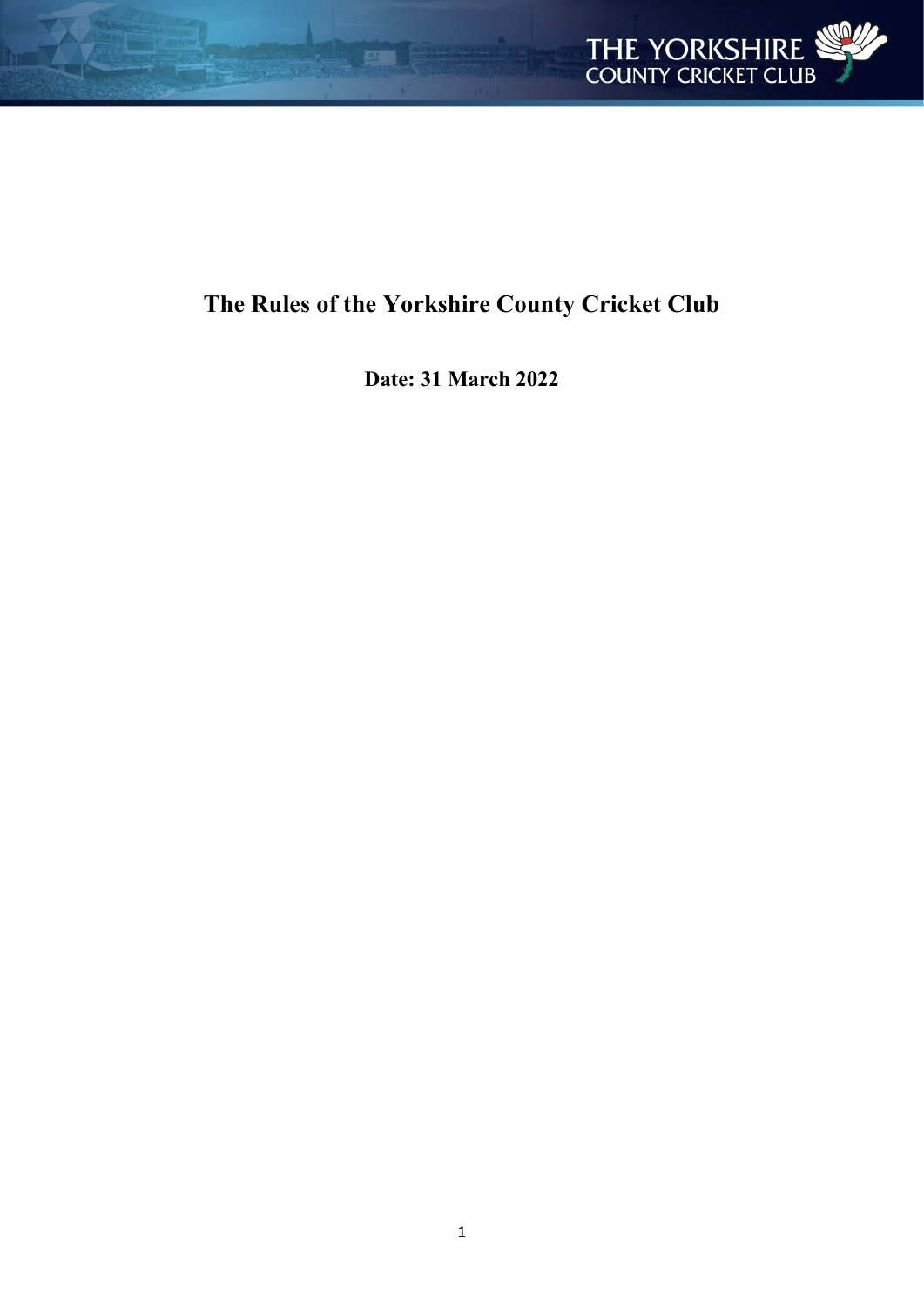# The Rules of the Yorkshire County Cricket Club

**Date: 31 March 2022**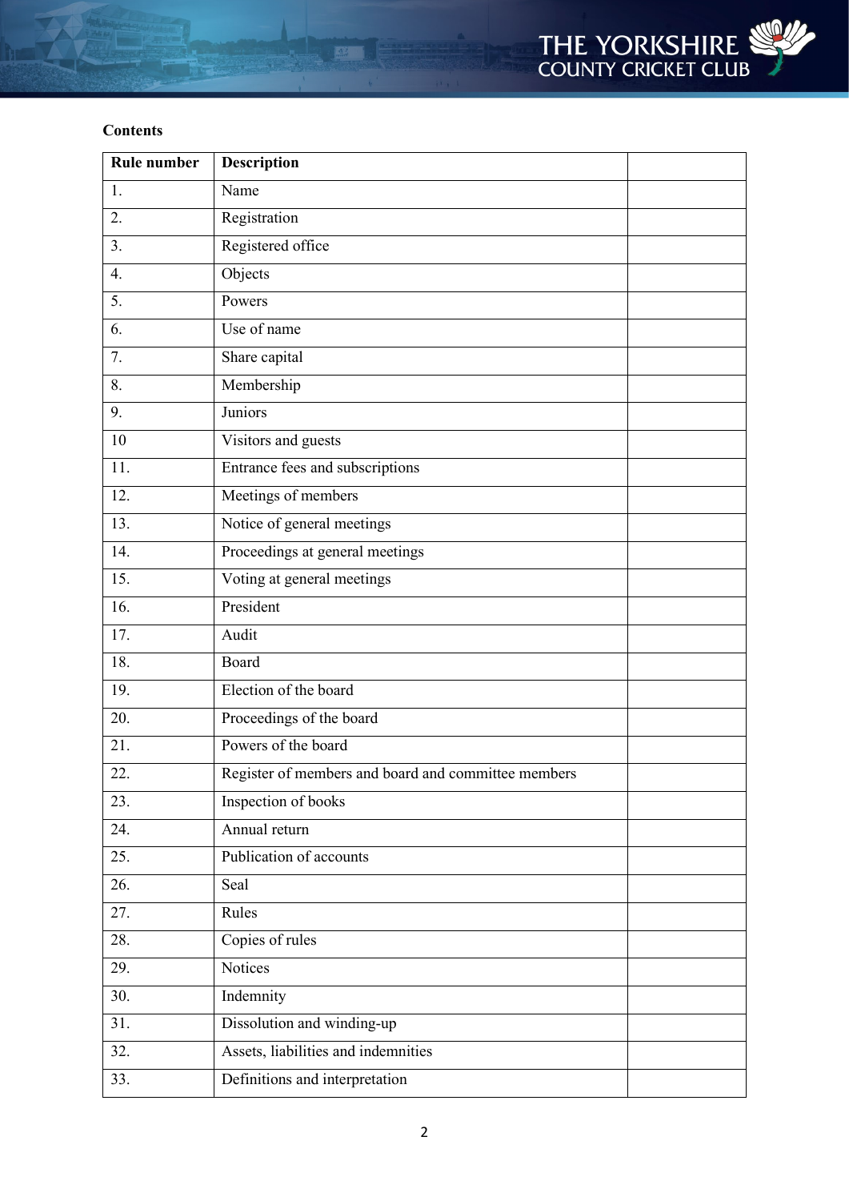**Contents**

| Rule number | Description | |
|---|---|---|
| 1. | Name | |
| 2. | Registration | |
| 3. | Registered office | |
| 4. | Objects | |
| 5. | Powers | |
| 6. | Use of name | |
| 7. | Share capital | |
| 8. | Membership | |
| 9. | Juniors | |
| 10 | Visitors and guests | |
| 11. | Entrance fees and subscriptions | |
| 12. | Meetings of members | |
| 13. | Notice of general meetings | |
| 14. | Proceedings at general meetings | |
| 15. | Voting at general meetings | |
| 16. | President | |
| 17. | Audit | |
| 18. | Board | |
| 19. | Election of the board | |
| 20. | Proceedings of the board | |
| 21. | Powers of the board | |
| 22. | Register of members and board and committee members | |
| 23. | Inspection of books | |
| 24. | Annual return | |
| 25. | Publication of accounts | |
| 26. | Seal | |
| 27. | Rules | |
| 28. | Copies of rules | |
| 29. | Notices | |
| 30. | Indemnity | |
| 31. | Dissolution and winding-up | |
| 32. | Assets, liabilities and indemnities | |
| 33. | Definitions and interpretation | |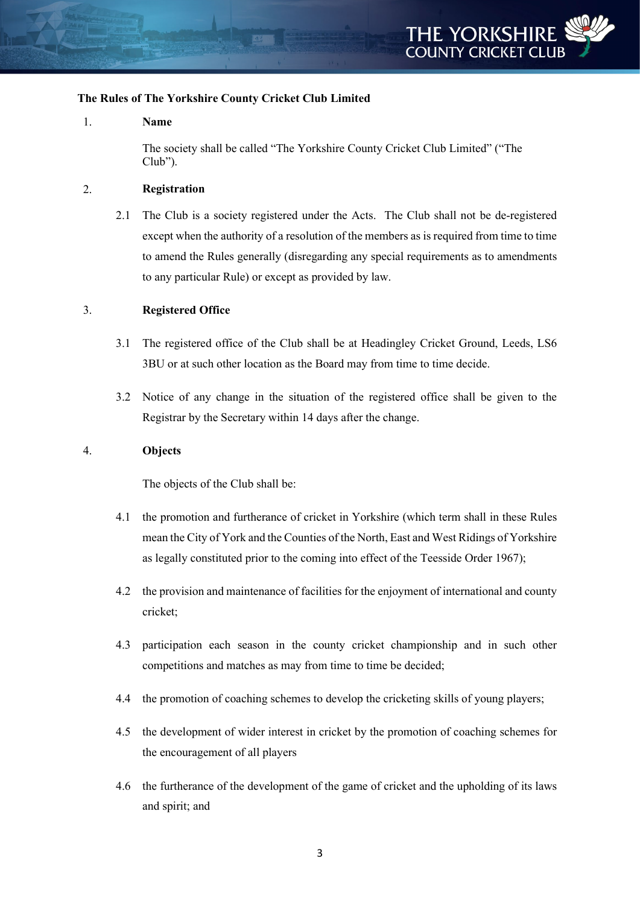**The Rules of The Yorkshire County Cricket Club Limited**

1. **Name**

   The society shall be called "The Yorkshire County Cricket Club Limited" ("The Club").

2. **Registration**

   2.1 The Club is a society registered under the Acts. The Club shall not be de-registered except when the authority of a resolution of the members as is required from time to time to amend the Rules generally (disregarding any special requirements as to amendments to any particular Rule) or except as provided by law.

3. **Registered Office**

   3.1 The registered office of the Club shall be at Headingley Cricket Ground, Leeds, LS6 3BU or at such other location as the Board may from time to time decide.

   3.2 Notice of any change in the situation of the registered office shall be given to the Registrar by the Secretary within 14 days after the change.

4. **Objects**

   The objects of the Club shall be:

   4.1 the promotion and furtherance of cricket in Yorkshire (which term shall in these Rules mean the City of York and the Counties of the North, East and West Ridings of Yorkshire as legally constituted prior to the coming into effect of the Teesside Order 1967);

   4.2 the provision and maintenance of facilities for the enjoyment of international and county cricket;

   4.3 participation each season in the county cricket championship and in such other competitions and matches as may from time to time be decided;

   4.4 the promotion of coaching schemes to develop the cricketing skills of young players;

   4.5 the development of wider interest in cricket by the promotion of coaching schemes for the encouragement of all players

   4.6 the furtherance of the development of the game of cricket and the upholding of its laws and spirit; and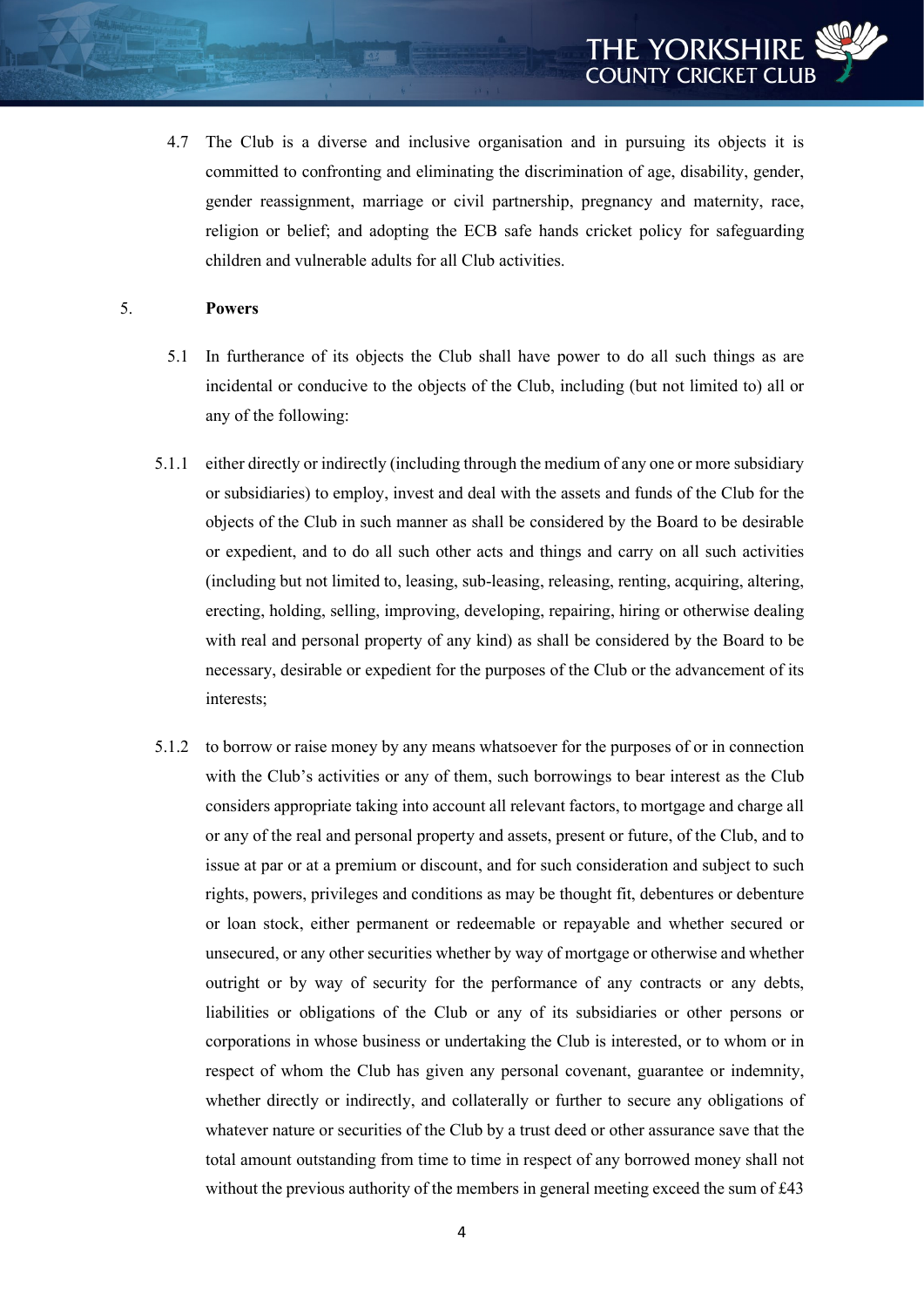4.7 The Club is a diverse and inclusive organisation and in pursuing its objects it is committed to confronting and eliminating the discrimination of age, disability, gender, gender reassignment, marriage or civil partnership, pregnancy and maternity, race, religion or belief; and adopting the ECB safe hands cricket policy for safeguarding children and vulnerable adults for all Club activities.

5. **Powers**

5.1 In furtherance of its objects the Club shall have power to do all such things as are incidental or conducive to the objects of the Club, including (but not limited to) all or any of the following:

5.1.1 either directly or indirectly (including through the medium of any one or more subsidiary or subsidiaries) to employ, invest and deal with the assets and funds of the Club for the objects of the Club in such manner as shall be considered by the Board to be desirable or expedient, and to do all such other acts and things and carry on all such activities (including but not limited to, leasing, sub-leasing, releasing, renting, acquiring, altering, erecting, holding, selling, improving, developing, repairing, hiring or otherwise dealing with real and personal property of any kind) as shall be considered by the Board to be necessary, desirable or expedient for the purposes of the Club or the advancement of its interests;

5.1.2 to borrow or raise money by any means whatsoever for the purposes of or in connection with the Club's activities or any of them, such borrowings to bear interest as the Club considers appropriate taking into account all relevant factors, to mortgage and charge all or any of the real and personal property and assets, present or future, of the Club, and to issue at par or at a premium or discount, and for such consideration and subject to such rights, powers, privileges and conditions as may be thought fit, debentures or debenture or loan stock, either permanent or redeemable or repayable and whether secured or unsecured, or any other securities whether by way of mortgage or otherwise and whether outright or by way of security for the performance of any contracts or any debts, liabilities or obligations of the Club or any of its subsidiaries or other persons or corporations in whose business or undertaking the Club is interested, or to whom or in respect of whom the Club has given any personal covenant, guarantee or indemnity, whether directly or indirectly, and collaterally or further to secure any obligations of whatever nature or securities of the Club by a trust deed or other assurance save that the total amount outstanding from time to time in respect of any borrowed money shall not without the previous authority of the members in general meeting exceed the sum of £43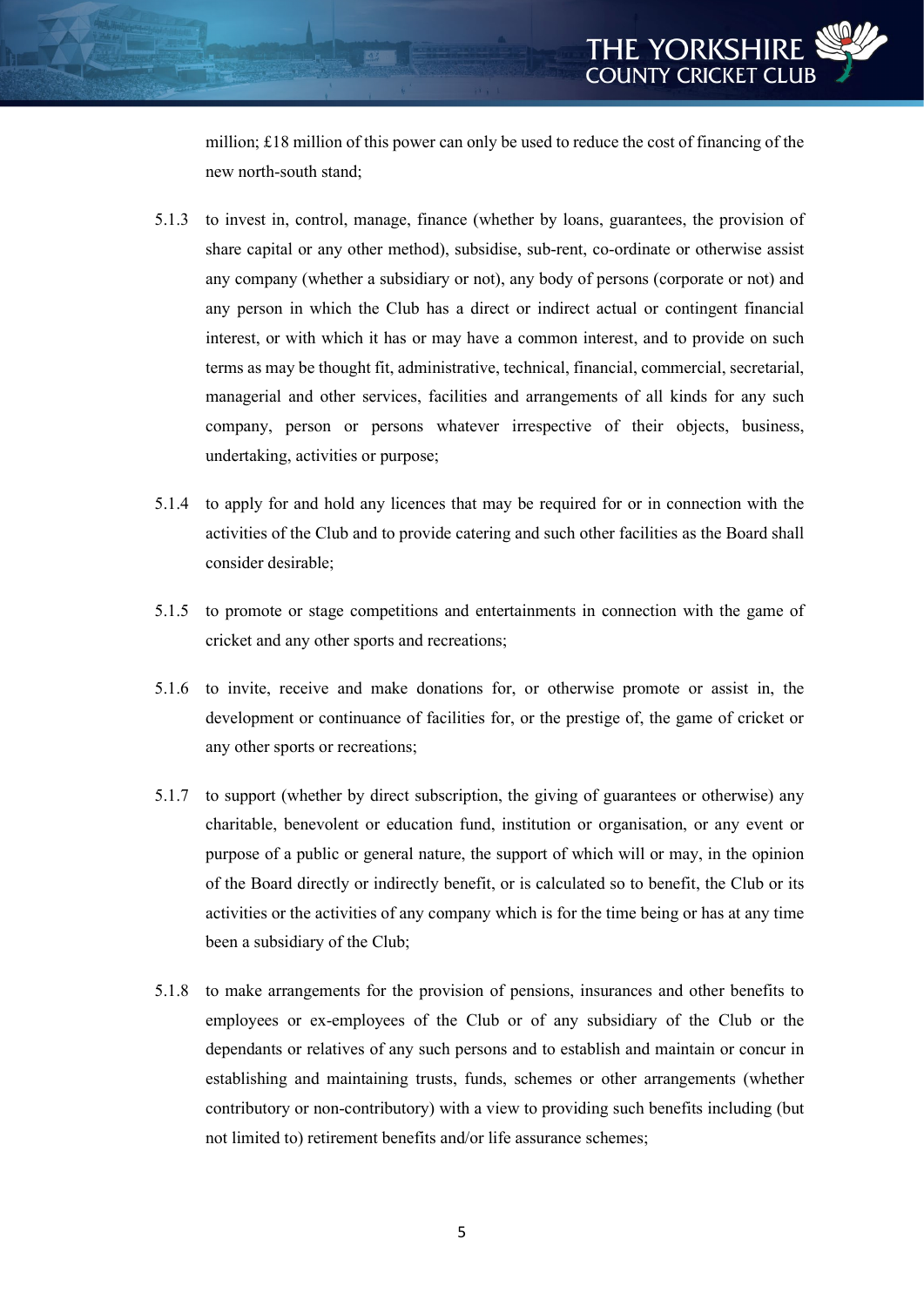million; £18 million of this power can only be used to reduce the cost of financing of the new north-south stand;

5.1.3 to invest in, control, manage, finance (whether by loans, guarantees, the provision of share capital or any other method), subsidise, sub-rent, co-ordinate or otherwise assist any company (whether a subsidiary or not), any body of persons (corporate or not) and any person in which the Club has a direct or indirect actual or contingent financial interest, or with which it has or may have a common interest, and to provide on such terms as may be thought fit, administrative, technical, financial, commercial, secretarial, managerial and other services, facilities and arrangements of all kinds for any such company, person or persons whatever irrespective of their objects, business, undertaking, activities or purpose;

5.1.4 to apply for and hold any licences that may be required for or in connection with the activities of the Club and to provide catering and such other facilities as the Board shall consider desirable;

5.1.5 to promote or stage competitions and entertainments in connection with the game of cricket and any other sports and recreations;

5.1.6 to invite, receive and make donations for, or otherwise promote or assist in, the development or continuance of facilities for, or the prestige of, the game of cricket or any other sports or recreations;

5.1.7 to support (whether by direct subscription, the giving of guarantees or otherwise) any charitable, benevolent or education fund, institution or organisation, or any event or purpose of a public or general nature, the support of which will or may, in the opinion of the Board directly or indirectly benefit, or is calculated so to benefit, the Club or its activities or the activities of any company which is for the time being or has at any time been a subsidiary of the Club;

5.1.8 to make arrangements for the provision of pensions, insurances and other benefits to employees or ex-employees of the Club or of any subsidiary of the Club or the dependants or relatives of any such persons and to establish and maintain or concur in establishing and maintaining trusts, funds, schemes or other arrangements (whether contributory or non-contributory) with a view to providing such benefits including (but not limited to) retirement benefits and/or life assurance schemes;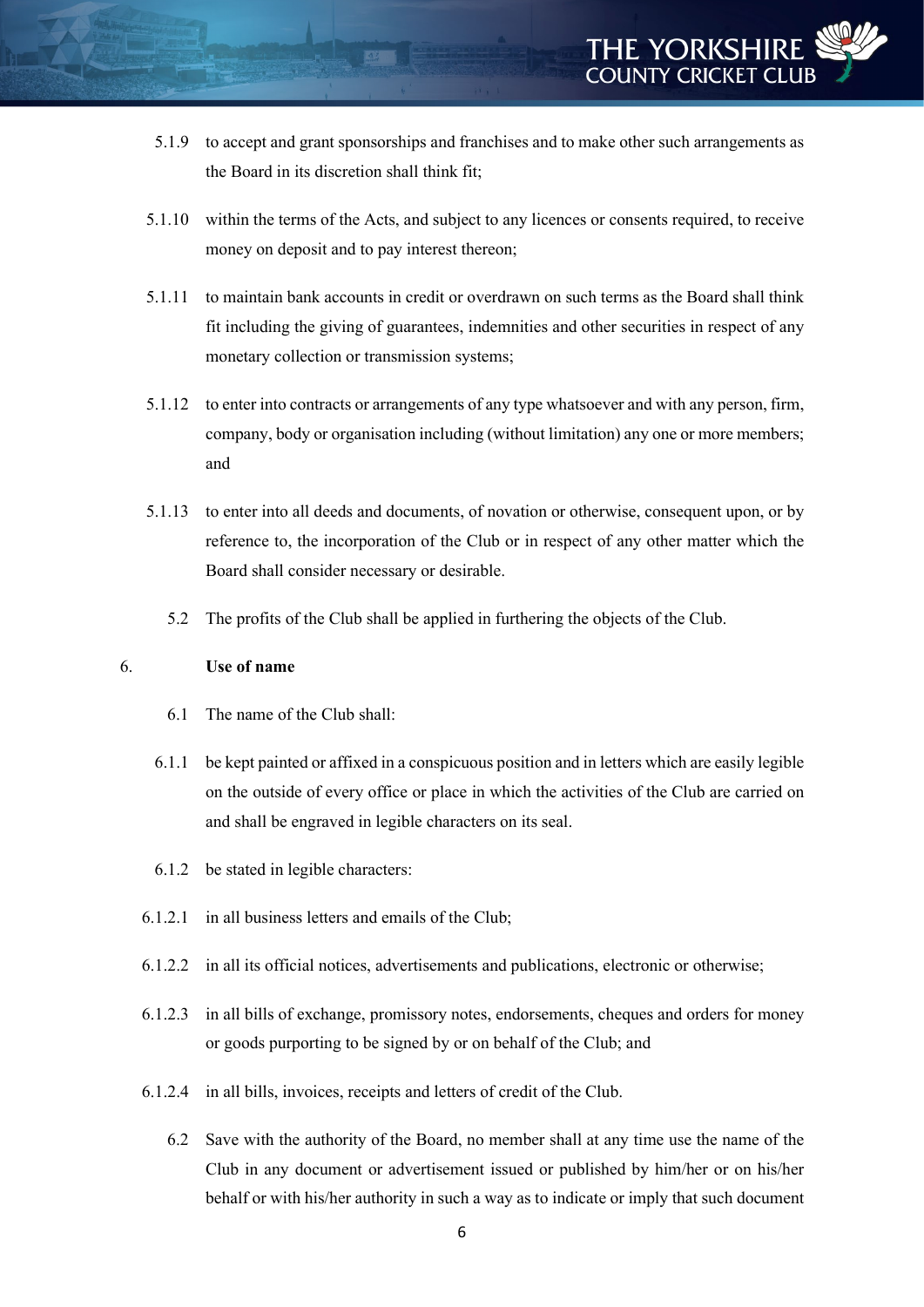5.1.9 to accept and grant sponsorships and franchises and to make other such arrangements as the Board in its discretion shall think fit;

5.1.10 within the terms of the Acts, and subject to any licences or consents required, to receive money on deposit and to pay interest thereon;

5.1.11 to maintain bank accounts in credit or overdrawn on such terms as the Board shall think fit including the giving of guarantees, indemnities and other securities in respect of any monetary collection or transmission systems;

5.1.12 to enter into contracts or arrangements of any type whatsoever and with any person, firm, company, body or organisation including (without limitation) any one or more members; and

5.1.13 to enter into all deeds and documents, of novation or otherwise, consequent upon, or by reference to, the incorporation of the Club or in respect of any other matter which the Board shall consider necessary or desirable.

5.2 The profits of the Club shall be applied in furthering the objects of the Club.

6. **Use of name**

6.1 The name of the Club shall:

6.1.1 be kept painted or affixed in a conspicuous position and in letters which are easily legible on the outside of every office or place in which the activities of the Club are carried on and shall be engraved in legible characters on its seal.

6.1.2 be stated in legible characters:

6.1.2.1 in all business letters and emails of the Club;

6.1.2.2 in all its official notices, advertisements and publications, electronic or otherwise;

6.1.2.3 in all bills of exchange, promissory notes, endorsements, cheques and orders for money or goods purporting to be signed by or on behalf of the Club; and

6.1.2.4 in all bills, invoices, receipts and letters of credit of the Club.

6.2 Save with the authority of the Board, no member shall at any time use the name of the Club in any document or advertisement issued or published by him/her or on his/her behalf or with his/her authority in such a way as to indicate or imply that such document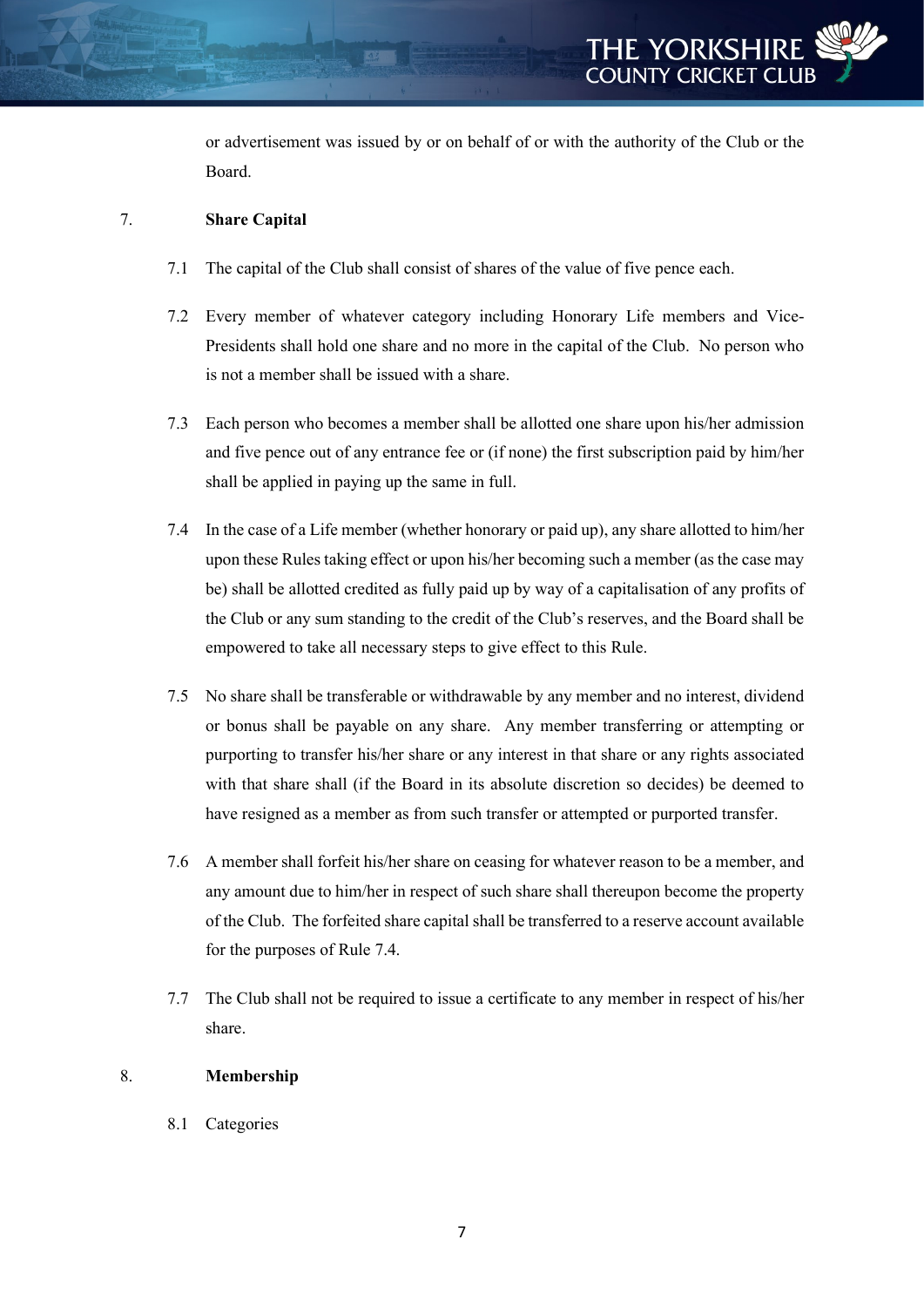or advertisement was issued by or on behalf of or with the authority of the Club or the Board.

## 7. Share Capital

7.1 The capital of the Club shall consist of shares of the value of five pence each.

7.2 Every member of whatever category including Honorary Life members and Vice-Presidents shall hold one share and no more in the capital of the Club. No person who is not a member shall be issued with a share.

7.3 Each person who becomes a member shall be allotted one share upon his/her admission and five pence out of any entrance fee or (if none) the first subscription paid by him/her shall be applied in paying up the same in full.

7.4 In the case of a Life member (whether honorary or paid up), any share allotted to him/her upon these Rules taking effect or upon his/her becoming such a member (as the case may be) shall be allotted credited as fully paid up by way of a capitalisation of any profits of the Club or any sum standing to the credit of the Club's reserves, and the Board shall be empowered to take all necessary steps to give effect to this Rule.

7.5 No share shall be transferable or withdrawable by any member and no interest, dividend or bonus shall be payable on any share. Any member transferring or attempting or purporting to transfer his/her share or any interest in that share or any rights associated with that share shall (if the Board in its absolute discretion so decides) be deemed to have resigned as a member as from such transfer or attempted or purported transfer.

7.6 A member shall forfeit his/her share on ceasing for whatever reason to be a member, and any amount due to him/her in respect of such share shall thereupon become the property of the Club. The forfeited share capital shall be transferred to a reserve account available for the purposes of Rule 7.4.

7.7 The Club shall not be required to issue a certificate to any member in respect of his/her share.

## 8. Membership

8.1 Categories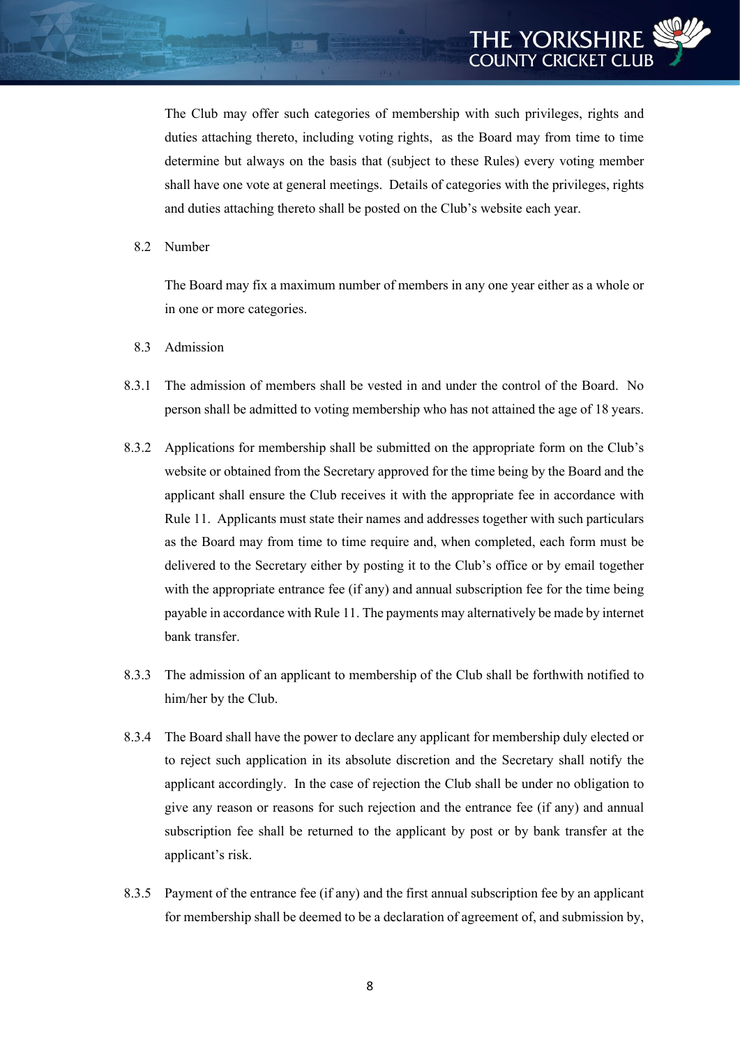The Club may offer such categories of membership with such privileges, rights and duties attaching thereto, including voting rights, as the Board may from time to time determine but always on the basis that (subject to these Rules) every voting member shall have one vote at general meetings. Details of categories with the privileges, rights and duties attaching thereto shall be posted on the Club's website each year.

8.2 Number

The Board may fix a maximum number of members in any one year either as a whole or in one or more categories.

8.3 Admission

8.3.1 The admission of members shall be vested in and under the control of the Board. No person shall be admitted to voting membership who has not attained the age of 18 years.

8.3.2 Applications for membership shall be submitted on the appropriate form on the Club's website or obtained from the Secretary approved for the time being by the Board and the applicant shall ensure the Club receives it with the appropriate fee in accordance with Rule 11. Applicants must state their names and addresses together with such particulars as the Board may from time to time require and, when completed, each form must be delivered to the Secretary either by posting it to the Club's office or by email together with the appropriate entrance fee (if any) and annual subscription fee for the time being payable in accordance with Rule 11. The payments may alternatively be made by internet bank transfer.

8.3.3 The admission of an applicant to membership of the Club shall be forthwith notified to him/her by the Club.

8.3.4 The Board shall have the power to declare any applicant for membership duly elected or to reject such application in its absolute discretion and the Secretary shall notify the applicant accordingly. In the case of rejection the Club shall be under no obligation to give any reason or reasons for such rejection and the entrance fee (if any) and annual subscription fee shall be returned to the applicant by post or by bank transfer at the applicant's risk.

8.3.5 Payment of the entrance fee (if any) and the first annual subscription fee by an applicant for membership shall be deemed to be a declaration of agreement of, and submission by,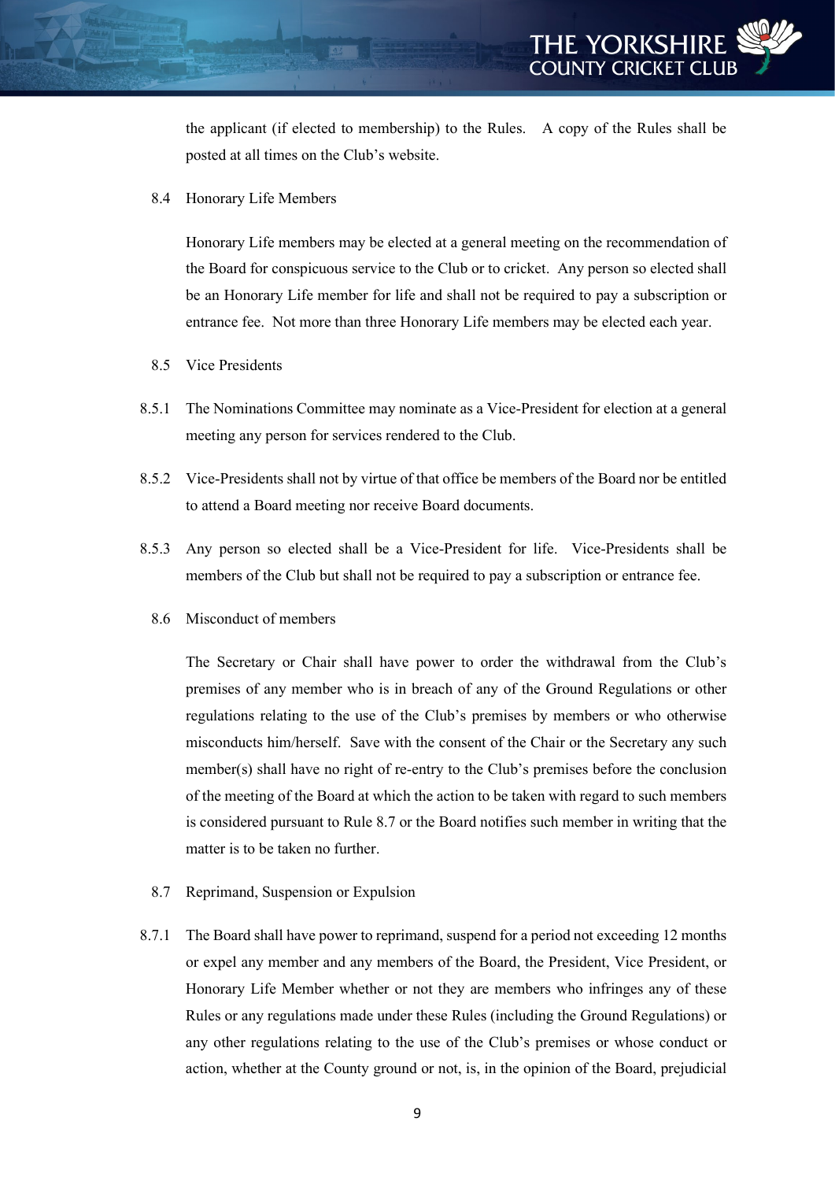the applicant (if elected to membership) to the Rules. A copy of the Rules shall be posted at all times on the Club's website.

8.4 Honorary Life Members

Honorary Life members may be elected at a general meeting on the recommendation of the Board for conspicuous service to the Club or to cricket. Any person so elected shall be an Honorary Life member for life and shall not be required to pay a subscription or entrance fee. Not more than three Honorary Life members may be elected each year.

8.5 Vice Presidents

8.5.1 The Nominations Committee may nominate as a Vice-President for election at a general meeting any person for services rendered to the Club.

8.5.2 Vice-Presidents shall not by virtue of that office be members of the Board nor be entitled to attend a Board meeting nor receive Board documents.

8.5.3 Any person so elected shall be a Vice-President for life. Vice-Presidents shall be members of the Club but shall not be required to pay a subscription or entrance fee.

8.6 Misconduct of members

The Secretary or Chair shall have power to order the withdrawal from the Club's premises of any member who is in breach of any of the Ground Regulations or other regulations relating to the use of the Club's premises by members or who otherwise misconducts him/herself. Save with the consent of the Chair or the Secretary any such member(s) shall have no right of re-entry to the Club's premises before the conclusion of the meeting of the Board at which the action to be taken with regard to such members is considered pursuant to Rule 8.7 or the Board notifies such member in writing that the matter is to be taken no further.

8.7 Reprimand, Suspension or Expulsion

8.7.1 The Board shall have power to reprimand, suspend for a period not exceeding 12 months or expel any member and any members of the Board, the President, Vice President, or Honorary Life Member whether or not they are members who infringes any of these Rules or any regulations made under these Rules (including the Ground Regulations) or any other regulations relating to the use of the Club's premises or whose conduct or action, whether at the County ground or not, is, in the opinion of the Board, prejudicial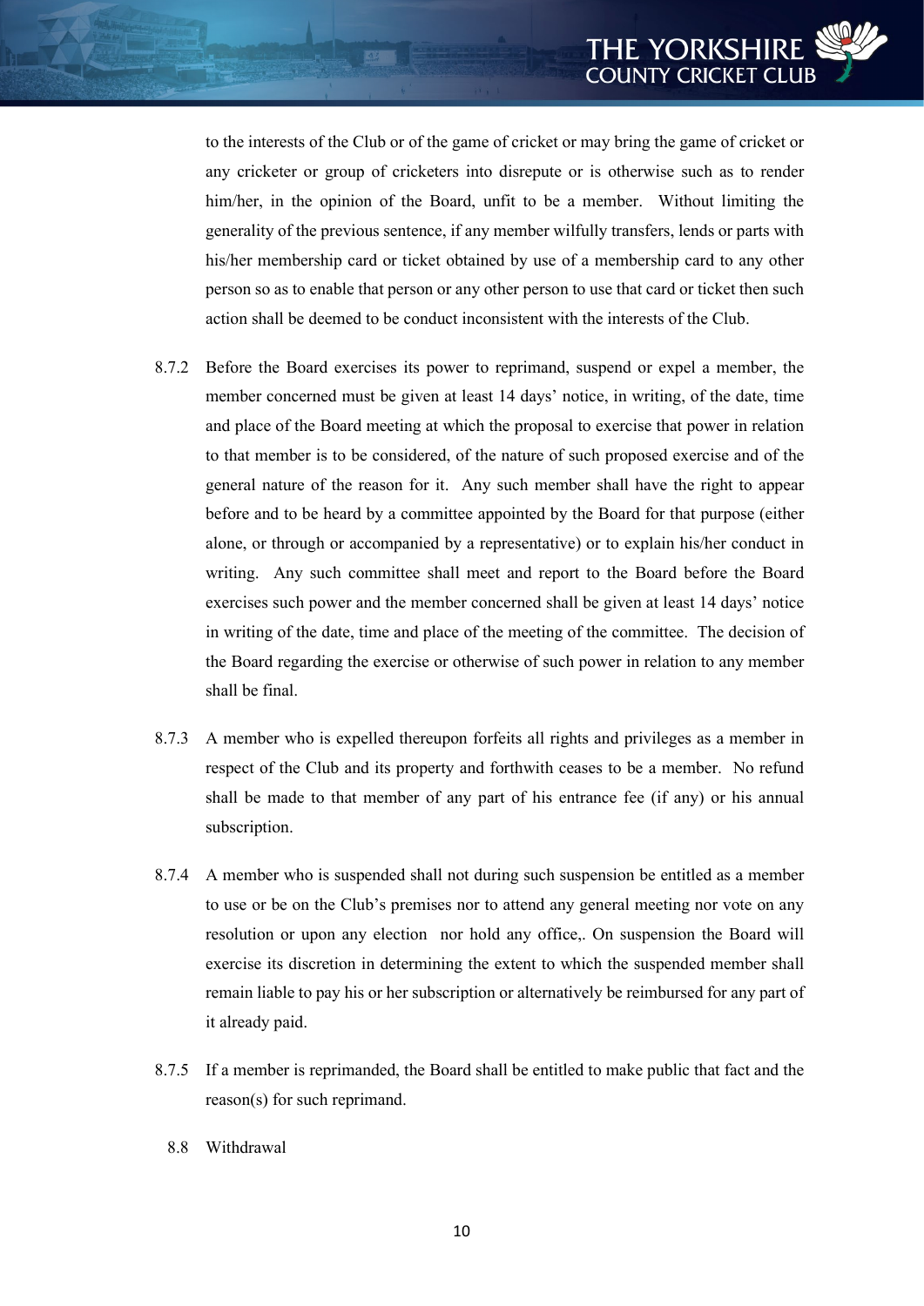to the interests of the Club or of the game of cricket or may bring the game of cricket or any cricketer or group of cricketers into disrepute or is otherwise such as to render him/her, in the opinion of the Board, unfit to be a member. Without limiting the generality of the previous sentence, if any member wilfully transfers, lends or parts with his/her membership card or ticket obtained by use of a membership card to any other person so as to enable that person or any other person to use that card or ticket then such action shall be deemed to be conduct inconsistent with the interests of the Club.

8.7.2 Before the Board exercises its power to reprimand, suspend or expel a member, the member concerned must be given at least 14 days' notice, in writing, of the date, time and place of the Board meeting at which the proposal to exercise that power in relation to that member is to be considered, of the nature of such proposed exercise and of the general nature of the reason for it. Any such member shall have the right to appear before and to be heard by a committee appointed by the Board for that purpose (either alone, or through or accompanied by a representative) or to explain his/her conduct in writing. Any such committee shall meet and report to the Board before the Board exercises such power and the member concerned shall be given at least 14 days' notice in writing of the date, time and place of the meeting of the committee. The decision of the Board regarding the exercise or otherwise of such power in relation to any member shall be final.

8.7.3 A member who is expelled thereupon forfeits all rights and privileges as a member in respect of the Club and its property and forthwith ceases to be a member. No refund shall be made to that member of any part of his entrance fee (if any) or his annual subscription.

8.7.4 A member who is suspended shall not during such suspension be entitled as a member to use or be on the Club's premises nor to attend any general meeting nor vote on any resolution or upon any election nor hold any office,. On suspension the Board will exercise its discretion in determining the extent to which the suspended member shall remain liable to pay his or her subscription or alternatively be reimbursed for any part of it already paid.

8.7.5 If a member is reprimanded, the Board shall be entitled to make public that fact and the reason(s) for such reprimand.

8.8 Withdrawal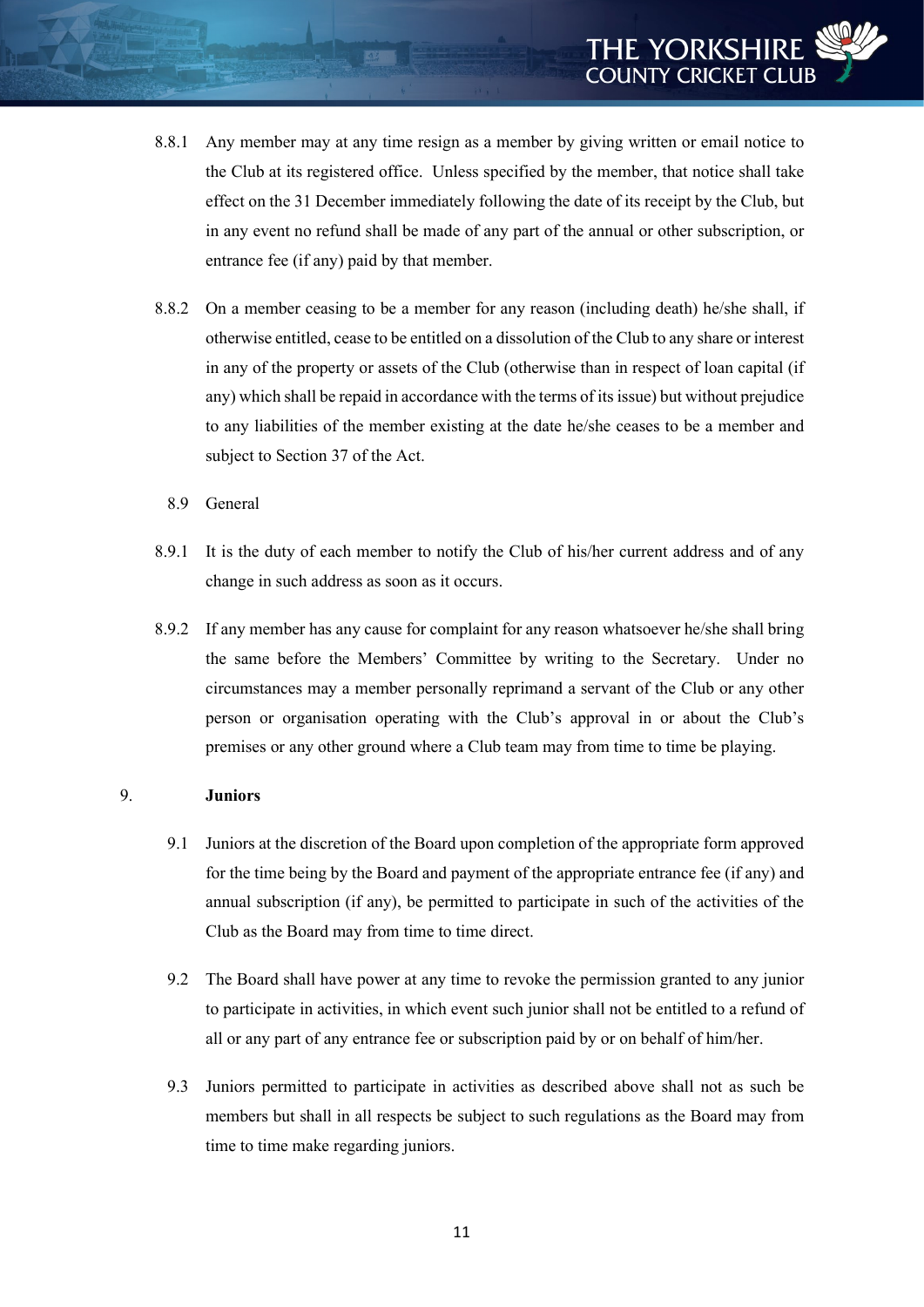8.8.1 Any member may at any time resign as a member by giving written or email notice to the Club at its registered office. Unless specified by the member, that notice shall take effect on the 31 December immediately following the date of its receipt by the Club, but in any event no refund shall be made of any part of the annual or other subscription, or entrance fee (if any) paid by that member.

8.8.2 On a member ceasing to be a member for any reason (including death) he/she shall, if otherwise entitled, cease to be entitled on a dissolution of the Club to any share or interest in any of the property or assets of the Club (otherwise than in respect of loan capital (if any) which shall be repaid in accordance with the terms of its issue) but without prejudice to any liabilities of the member existing at the date he/she ceases to be a member and subject to Section 37 of the Act.

8.9 General

8.9.1 It is the duty of each member to notify the Club of his/her current address and of any change in such address as soon as it occurs.

8.9.2 If any member has any cause for complaint for any reason whatsoever he/she shall bring the same before the Members' Committee by writing to the Secretary. Under no circumstances may a member personally reprimand a servant of the Club or any other person or organisation operating with the Club's approval in or about the Club's premises or any other ground where a Club team may from time to time be playing.

## 9. **Juniors**

9.1 Juniors at the discretion of the Board upon completion of the appropriate form approved for the time being by the Board and payment of the appropriate entrance fee (if any) and annual subscription (if any), be permitted to participate in such of the activities of the Club as the Board may from time to time direct.

9.2 The Board shall have power at any time to revoke the permission granted to any junior to participate in activities, in which event such junior shall not be entitled to a refund of all or any part of any entrance fee or subscription paid by or on behalf of him/her.

9.3 Juniors permitted to participate in activities as described above shall not as such be members but shall in all respects be subject to such regulations as the Board may from time to time make regarding juniors.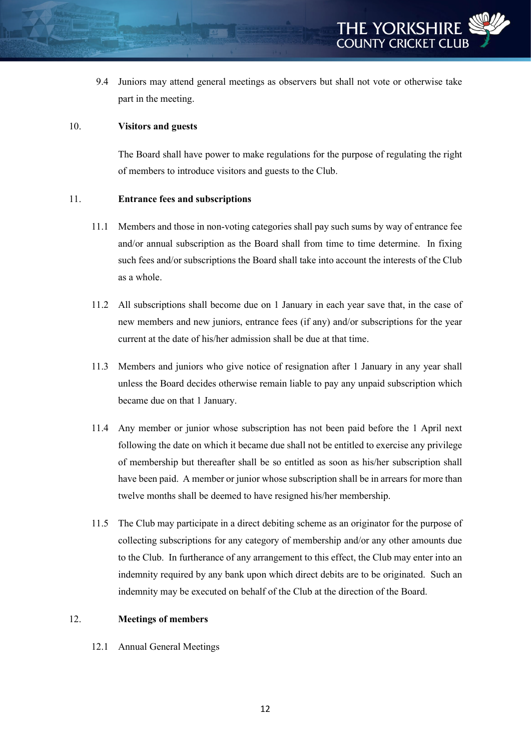9.4 Juniors may attend general meetings as observers but shall not vote or otherwise take part in the meeting.

## 10. Visitors and guests

The Board shall have power to make regulations for the purpose of regulating the right of members to introduce visitors and guests to the Club.

## 11. Entrance fees and subscriptions

11.1 Members and those in non-voting categories shall pay such sums by way of entrance fee and/or annual subscription as the Board shall from time to time determine. In fixing such fees and/or subscriptions the Board shall take into account the interests of the Club as a whole.

11.2 All subscriptions shall become due on 1 January in each year save that, in the case of new members and new juniors, entrance fees (if any) and/or subscriptions for the year current at the date of his/her admission shall be due at that time.

11.3 Members and juniors who give notice of resignation after 1 January in any year shall unless the Board decides otherwise remain liable to pay any unpaid subscription which became due on that 1 January.

11.4 Any member or junior whose subscription has not been paid before the 1 April next following the date on which it became due shall not be entitled to exercise any privilege of membership but thereafter shall be so entitled as soon as his/her subscription shall have been paid. A member or junior whose subscription shall be in arrears for more than twelve months shall be deemed to have resigned his/her membership.

11.5 The Club may participate in a direct debiting scheme as an originator for the purpose of collecting subscriptions for any category of membership and/or any other amounts due to the Club. In furtherance of any arrangement to this effect, the Club may enter into an indemnity required by any bank upon which direct debits are to be originated. Such an indemnity may be executed on behalf of the Club at the direction of the Board.

## 12. Meetings of members

12.1 Annual General Meetings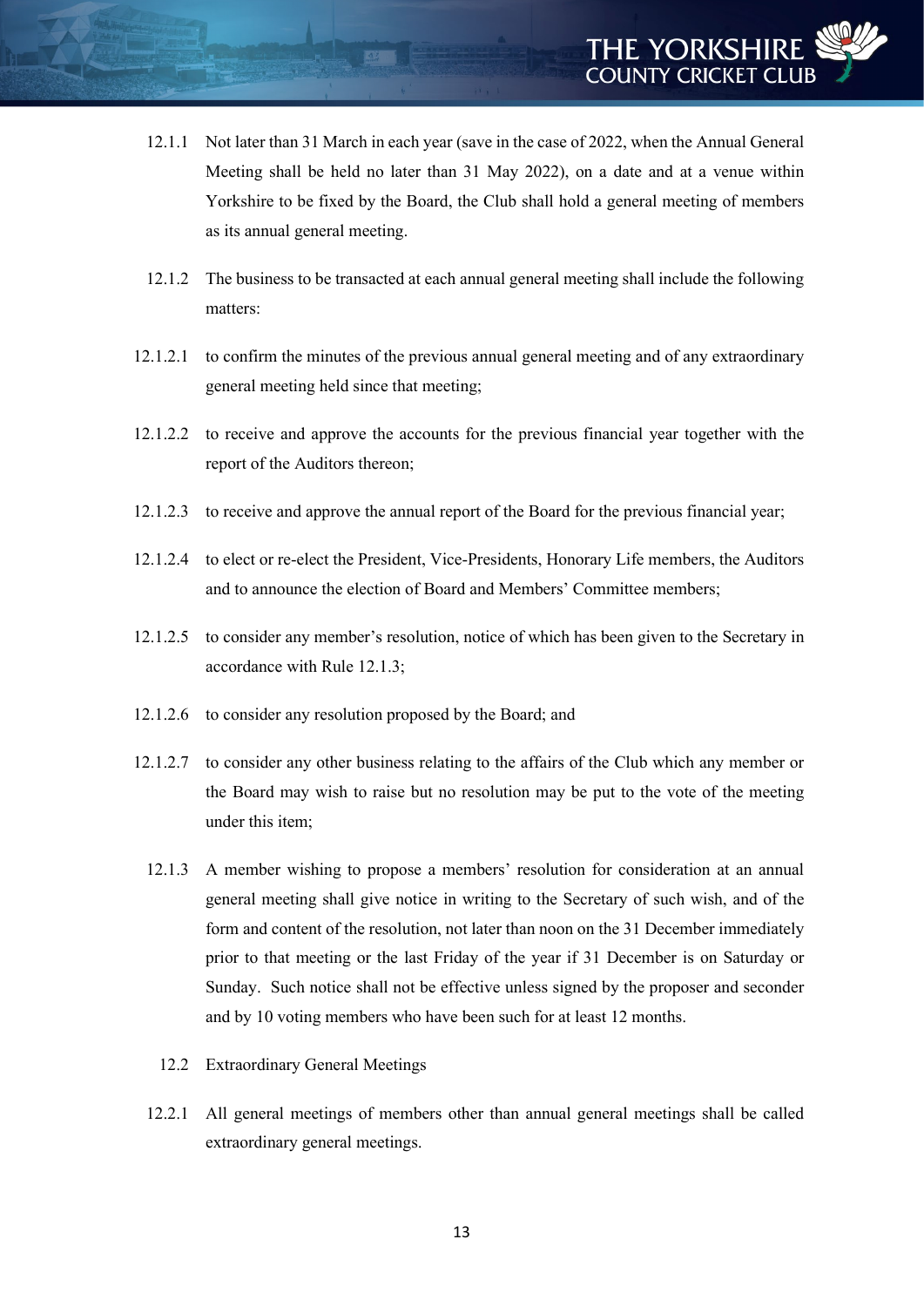12.1.1 Not later than 31 March in each year (save in the case of 2022, when the Annual General Meeting shall be held no later than 31 May 2022), on a date and at a venue within Yorkshire to be fixed by the Board, the Club shall hold a general meeting of members as its annual general meeting.

12.1.2 The business to be transacted at each annual general meeting shall include the following matters:

12.1.2.1 to confirm the minutes of the previous annual general meeting and of any extraordinary general meeting held since that meeting;

12.1.2.2 to receive and approve the accounts for the previous financial year together with the report of the Auditors thereon;

12.1.2.3 to receive and approve the annual report of the Board for the previous financial year;

12.1.2.4 to elect or re-elect the President, Vice-Presidents, Honorary Life members, the Auditors and to announce the election of Board and Members' Committee members;

12.1.2.5 to consider any member's resolution, notice of which has been given to the Secretary in accordance with Rule 12.1.3;

12.1.2.6 to consider any resolution proposed by the Board; and

12.1.2.7 to consider any other business relating to the affairs of the Club which any member or the Board may wish to raise but no resolution may be put to the vote of the meeting under this item;

12.1.3 A member wishing to propose a members' resolution for consideration at an annual general meeting shall give notice in writing to the Secretary of such wish, and of the form and content of the resolution, not later than noon on the 31 December immediately prior to that meeting or the last Friday of the year if 31 December is on Saturday or Sunday. Such notice shall not be effective unless signed by the proposer and seconder and by 10 voting members who have been such for at least 12 months.

12.2 Extraordinary General Meetings

12.2.1 All general meetings of members other than annual general meetings shall be called extraordinary general meetings.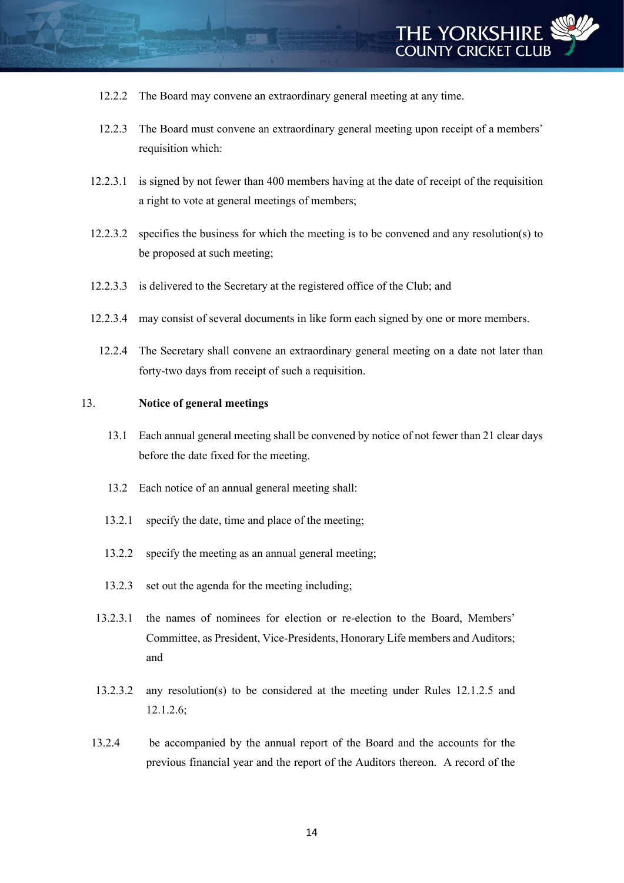12.2.2 The Board may convene an extraordinary general meeting at any time.

12.2.3 The Board must convene an extraordinary general meeting upon receipt of a members' requisition which:

12.2.3.1 is signed by not fewer than 400 members having at the date of receipt of the requisition a right to vote at general meetings of members;

12.2.3.2 specifies the business for which the meeting is to be convened and any resolution(s) to be proposed at such meeting;

12.2.3.3 is delivered to the Secretary at the registered office of the Club; and

12.2.3.4 may consist of several documents in like form each signed by one or more members.

12.2.4 The Secretary shall convene an extraordinary general meeting on a date not later than forty-two days from receipt of such a requisition.

## 13. Notice of general meetings

13.1 Each annual general meeting shall be convened by notice of not fewer than 21 clear days before the date fixed for the meeting.

13.2 Each notice of an annual general meeting shall:

13.2.1 specify the date, time and place of the meeting;

13.2.2 specify the meeting as an annual general meeting;

13.2.3 set out the agenda for the meeting including;

13.2.3.1 the names of nominees for election or re-election to the Board, Members' Committee, as President, Vice-Presidents, Honorary Life members and Auditors; and

13.2.3.2 any resolution(s) to be considered at the meeting under Rules 12.1.2.5 and 12.1.2.6;

13.2.4 be accompanied by the annual report of the Board and the accounts for the previous financial year and the report of the Auditors thereon. A record of the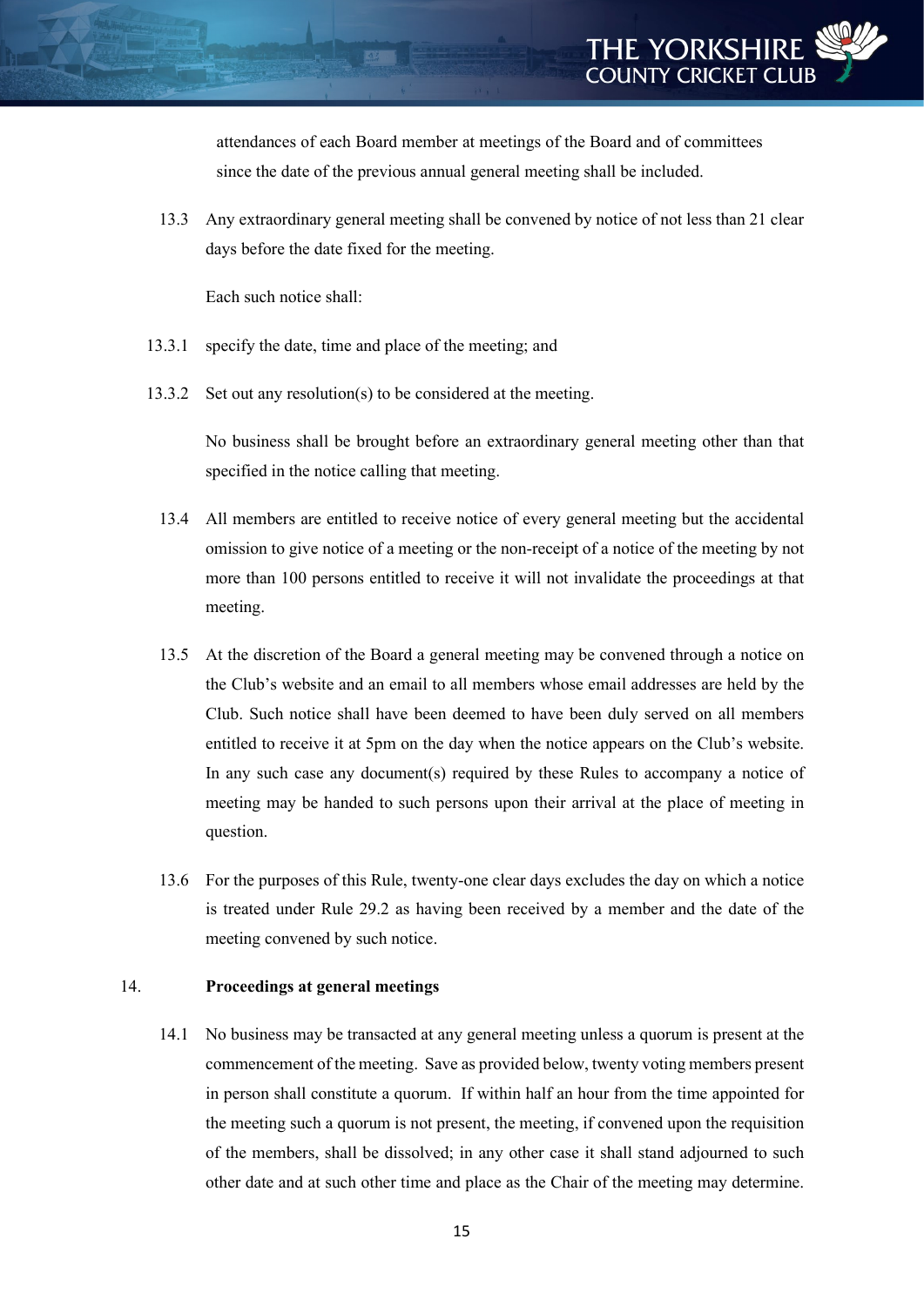attendances of each Board member at meetings of the Board and of committees since the date of the previous annual general meeting shall be included.

13.3 Any extraordinary general meeting shall be convened by notice of not less than 21 clear days before the date fixed for the meeting.

Each such notice shall:

13.3.1 specify the date, time and place of the meeting; and

13.3.2 Set out any resolution(s) to be considered at the meeting.

No business shall be brought before an extraordinary general meeting other than that specified in the notice calling that meeting.

13.4 All members are entitled to receive notice of every general meeting but the accidental omission to give notice of a meeting or the non-receipt of a notice of the meeting by not more than 100 persons entitled to receive it will not invalidate the proceedings at that meeting.

13.5 At the discretion of the Board a general meeting may be convened through a notice on the Club's website and an email to all members whose email addresses are held by the Club. Such notice shall have been deemed to have been duly served on all members entitled to receive it at 5pm on the day when the notice appears on the Club's website. In any such case any document(s) required by these Rules to accompany a notice of meeting may be handed to such persons upon their arrival at the place of meeting in question.

13.6 For the purposes of this Rule, twenty-one clear days excludes the day on which a notice is treated under Rule 29.2 as having been received by a member and the date of the meeting convened by such notice.

## 14. Proceedings at general meetings

14.1 No business may be transacted at any general meeting unless a quorum is present at the commencement of the meeting. Save as provided below, twenty voting members present in person shall constitute a quorum. If within half an hour from the time appointed for the meeting such a quorum is not present, the meeting, if convened upon the requisition of the members, shall be dissolved; in any other case it shall stand adjourned to such other date and at such other time and place as the Chair of the meeting may determine.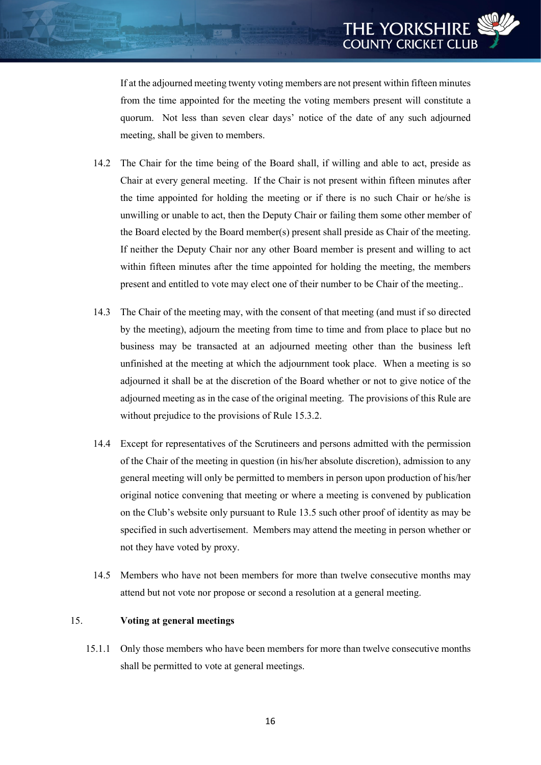If at the adjourned meeting twenty voting members are not present within fifteen minutes from the time appointed for the meeting the voting members present will constitute a quorum. Not less than seven clear days' notice of the date of any such adjourned meeting, shall be given to members.

14.2 The Chair for the time being of the Board shall, if willing and able to act, preside as Chair at every general meeting. If the Chair is not present within fifteen minutes after the time appointed for holding the meeting or if there is no such Chair or he/she is unwilling or unable to act, then the Deputy Chair or failing them some other member of the Board elected by the Board member(s) present shall preside as Chair of the meeting. If neither the Deputy Chair nor any other Board member is present and willing to act within fifteen minutes after the time appointed for holding the meeting, the members present and entitled to vote may elect one of their number to be Chair of the meeting..

14.3 The Chair of the meeting may, with the consent of that meeting (and must if so directed by the meeting), adjourn the meeting from time to time and from place to place but no business may be transacted at an adjourned meeting other than the business left unfinished at the meeting at which the adjournment took place. When a meeting is so adjourned it shall be at the discretion of the Board whether or not to give notice of the adjourned meeting as in the case of the original meeting. The provisions of this Rule are without prejudice to the provisions of Rule 15.3.2.

14.4 Except for representatives of the Scrutineers and persons admitted with the permission of the Chair of the meeting in question (in his/her absolute discretion), admission to any general meeting will only be permitted to members in person upon production of his/her original notice convening that meeting or where a meeting is convened by publication on the Club's website only pursuant to Rule 13.5 such other proof of identity as may be specified in such advertisement. Members may attend the meeting in person whether or not they have voted by proxy.

14.5 Members who have not been members for more than twelve consecutive months may attend but not vote nor propose or second a resolution at a general meeting.

## 15. Voting at general meetings

15.1.1 Only those members who have been members for more than twelve consecutive months shall be permitted to vote at general meetings.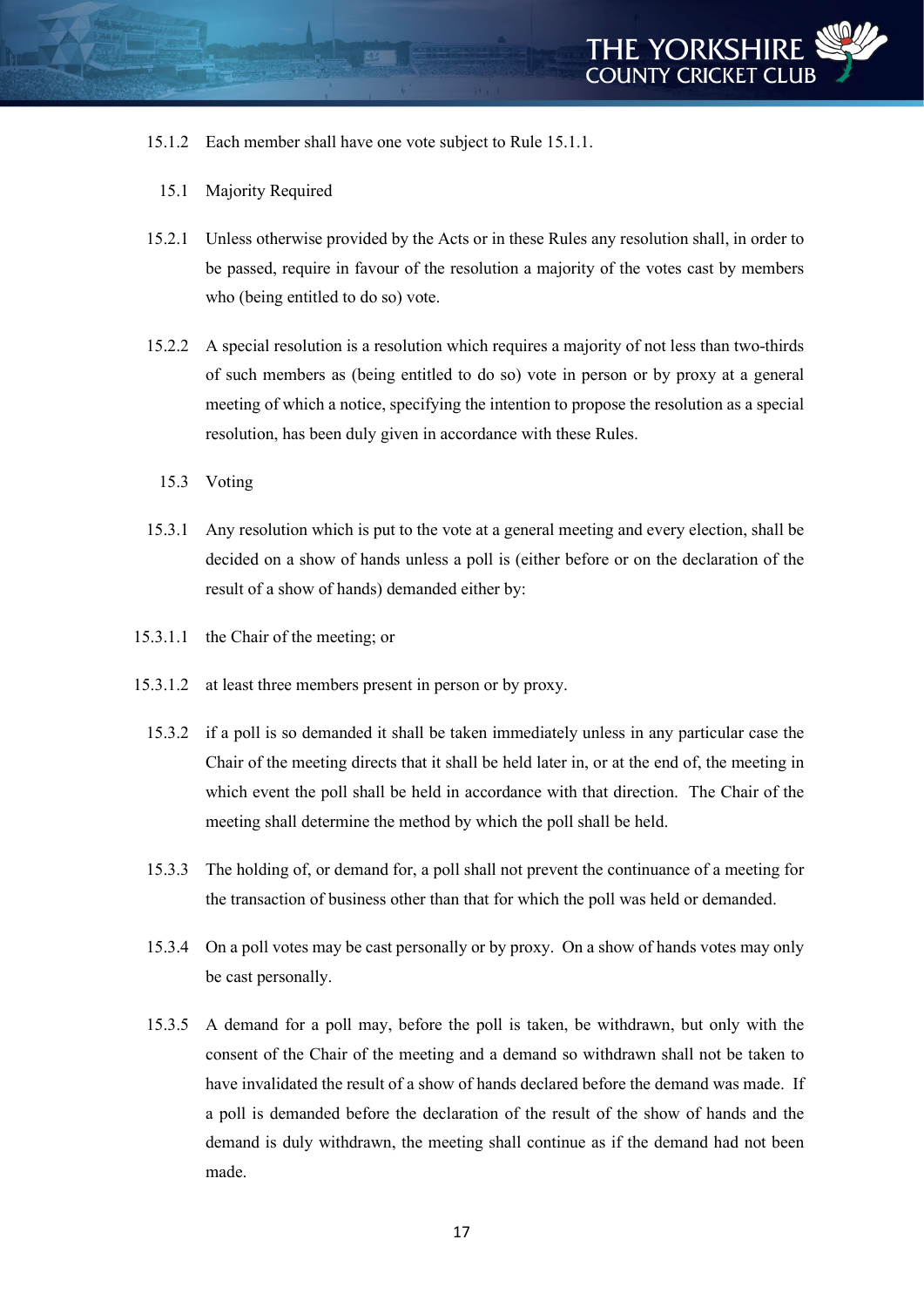15.1.2 Each member shall have one vote subject to Rule 15.1.1.

15.1 Majority Required

15.2.1 Unless otherwise provided by the Acts or in these Rules any resolution shall, in order to be passed, require in favour of the resolution a majority of the votes cast by members who (being entitled to do so) vote.

15.2.2 A special resolution is a resolution which requires a majority of not less than two-thirds of such members as (being entitled to do so) vote in person or by proxy at a general meeting of which a notice, specifying the intention to propose the resolution as a special resolution, has been duly given in accordance with these Rules.

15.3 Voting

15.3.1 Any resolution which is put to the vote at a general meeting and every election, shall be decided on a show of hands unless a poll is (either before or on the declaration of the result of a show of hands) demanded either by:

15.3.1.1 the Chair of the meeting; or

15.3.1.2 at least three members present in person or by proxy.

15.3.2 if a poll is so demanded it shall be taken immediately unless in any particular case the Chair of the meeting directs that it shall be held later in, or at the end of, the meeting in which event the poll shall be held in accordance with that direction. The Chair of the meeting shall determine the method by which the poll shall be held.

15.3.3 The holding of, or demand for, a poll shall not prevent the continuance of a meeting for the transaction of business other than that for which the poll was held or demanded.

15.3.4 On a poll votes may be cast personally or by proxy. On a show of hands votes may only be cast personally.

15.3.5 A demand for a poll may, before the poll is taken, be withdrawn, but only with the consent of the Chair of the meeting and a demand so withdrawn shall not be taken to have invalidated the result of a show of hands declared before the demand was made. If a poll is demanded before the declaration of the result of the show of hands and the demand is duly withdrawn, the meeting shall continue as if the demand had not been made.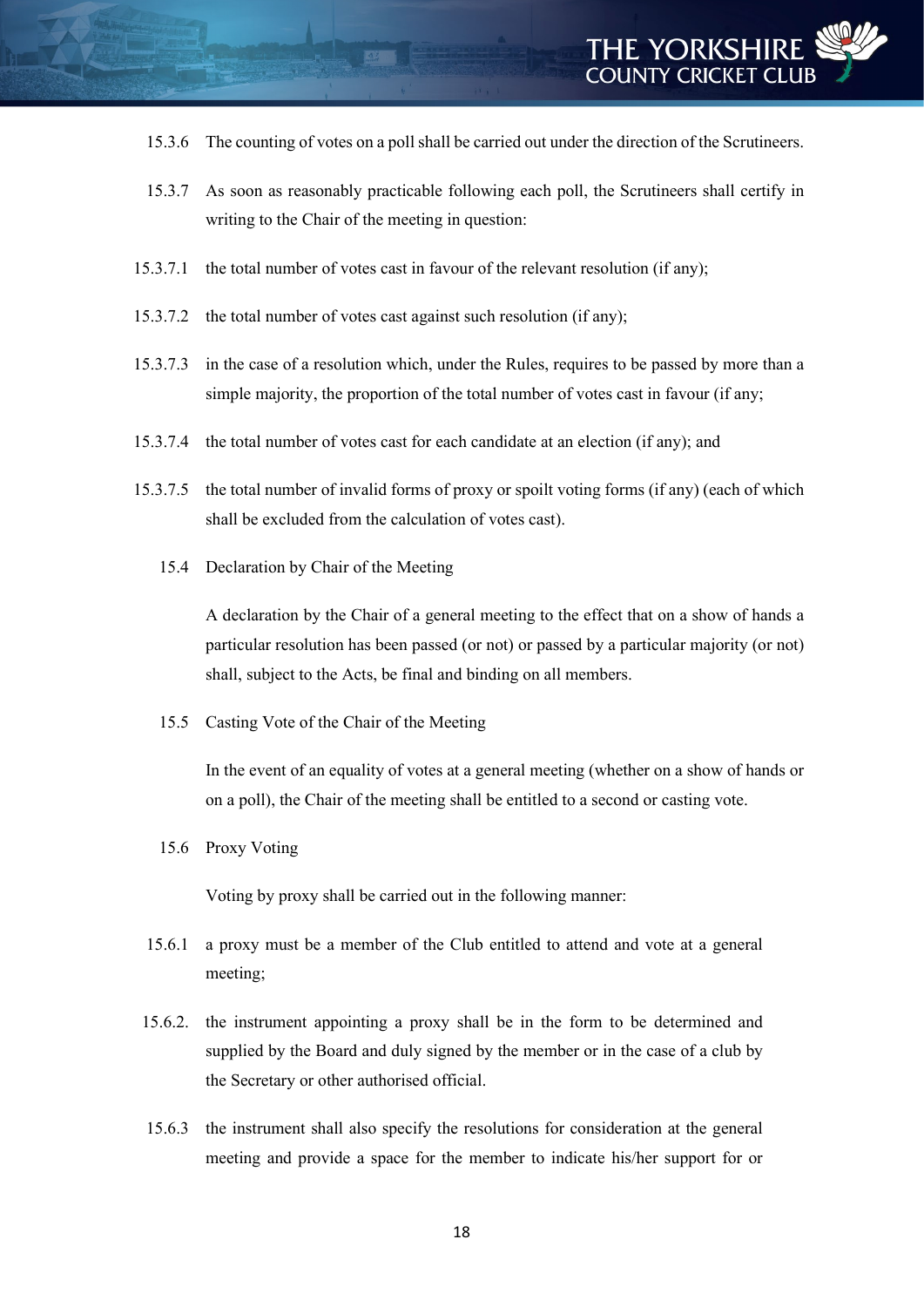15.3.6 The counting of votes on a poll shall be carried out under the direction of the Scrutineers.

15.3.7 As soon as reasonably practicable following each poll, the Scrutineers shall certify in writing to the Chair of the meeting in question:

15.3.7.1 the total number of votes cast in favour of the relevant resolution (if any);

15.3.7.2 the total number of votes cast against such resolution (if any);

15.3.7.3 in the case of a resolution which, under the Rules, requires to be passed by more than a simple majority, the proportion of the total number of votes cast in favour (if any;

15.3.7.4 the total number of votes cast for each candidate at an election (if any); and

15.3.7.5 the total number of invalid forms of proxy or spoilt voting forms (if any) (each of which shall be excluded from the calculation of votes cast).

15.4 Declaration by Chair of the Meeting

A declaration by the Chair of a general meeting to the effect that on a show of hands a particular resolution has been passed (or not) or passed by a particular majority (or not) shall, subject to the Acts, be final and binding on all members.

15.5 Casting Vote of the Chair of the Meeting

In the event of an equality of votes at a general meeting (whether on a show of hands or on a poll), the Chair of the meeting shall be entitled to a second or casting vote.

15.6 Proxy Voting

Voting by proxy shall be carried out in the following manner:

15.6.1 a proxy must be a member of the Club entitled to attend and vote at a general meeting;

15.6.2. the instrument appointing a proxy shall be in the form to be determined and supplied by the Board and duly signed by the member or in the case of a club by the Secretary or other authorised official.

15.6.3 the instrument shall also specify the resolutions for consideration at the general meeting and provide a space for the member to indicate his/her support for or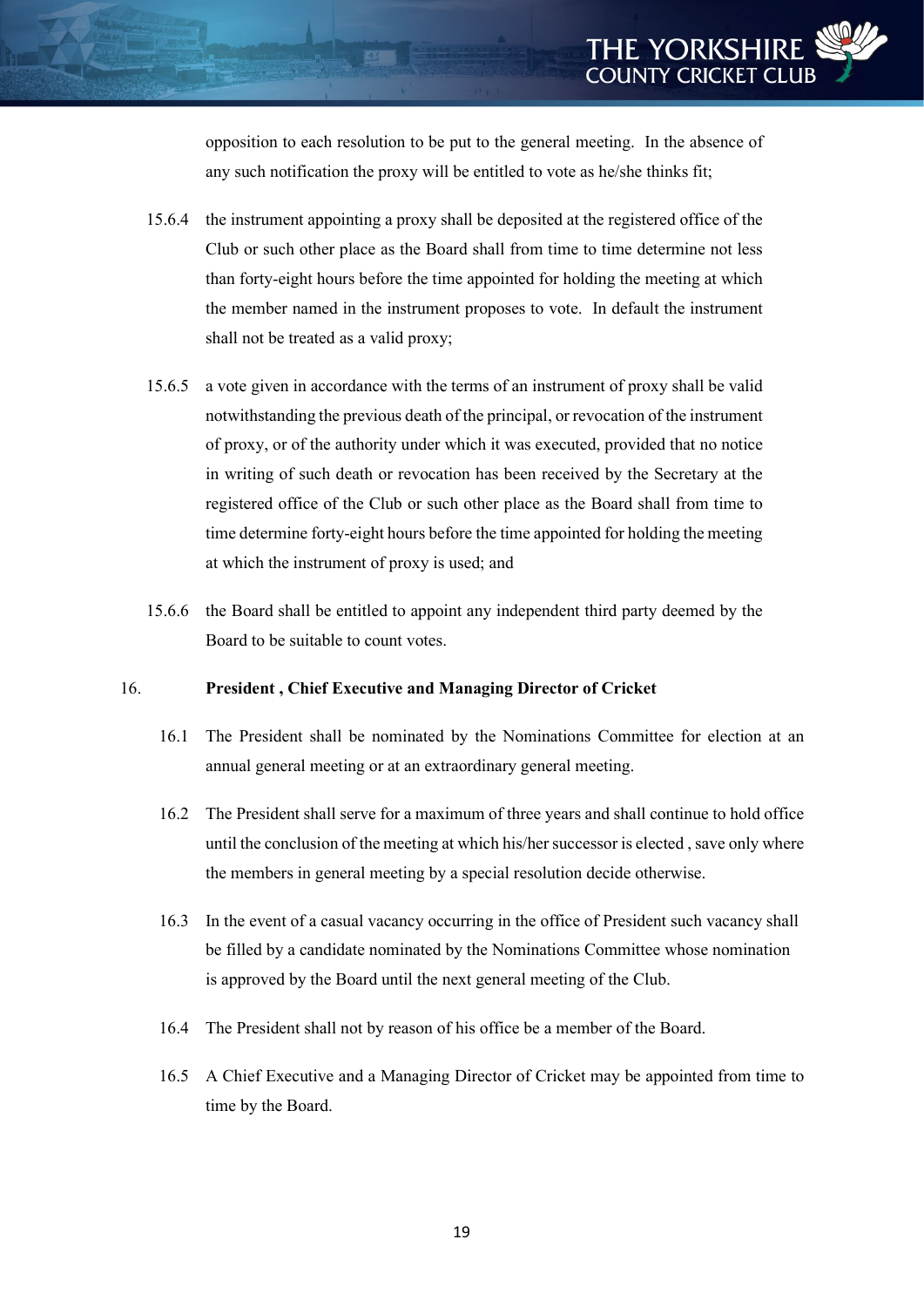opposition to each resolution to be put to the general meeting. In the absence of any such notification the proxy will be entitled to vote as he/she thinks fit;

15.6.4 the instrument appointing a proxy shall be deposited at the registered office of the Club or such other place as the Board shall from time to time determine not less than forty-eight hours before the time appointed for holding the meeting at which the member named in the instrument proposes to vote. In default the instrument shall not be treated as a valid proxy;

15.6.5 a vote given in accordance with the terms of an instrument of proxy shall be valid notwithstanding the previous death of the principal, or revocation of the instrument of proxy, or of the authority under which it was executed, provided that no notice in writing of such death or revocation has been received by the Secretary at the registered office of the Club or such other place as the Board shall from time to time determine forty-eight hours before the time appointed for holding the meeting at which the instrument of proxy is used; and

15.6.6 the Board shall be entitled to appoint any independent third party deemed by the Board to be suitable to count votes.

## 16. President , Chief Executive and Managing Director of Cricket

16.1 The President shall be nominated by the Nominations Committee for election at an annual general meeting or at an extraordinary general meeting.

16.2 The President shall serve for a maximum of three years and shall continue to hold office until the conclusion of the meeting at which his/her successor is elected , save only where the members in general meeting by a special resolution decide otherwise.

16.3 In the event of a casual vacancy occurring in the office of President such vacancy shall be filled by a candidate nominated by the Nominations Committee whose nomination is approved by the Board until the next general meeting of the Club.

16.4 The President shall not by reason of his office be a member of the Board.

16.5 A Chief Executive and a Managing Director of Cricket may be appointed from time to time by the Board.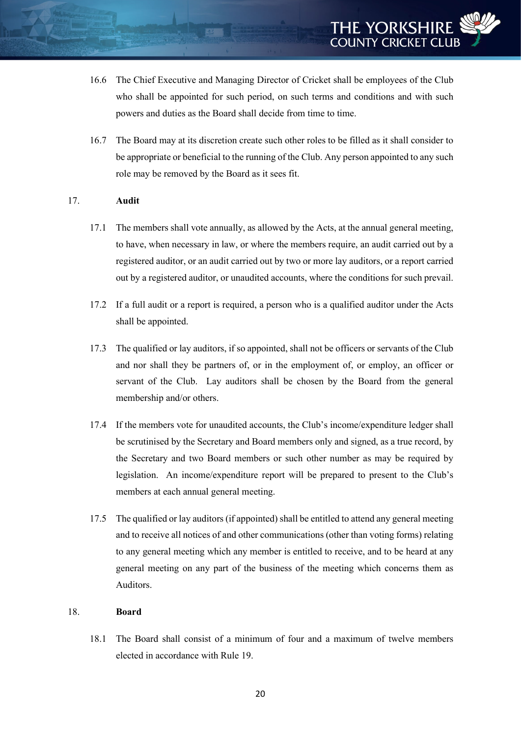16.6 The Chief Executive and Managing Director of Cricket shall be employees of the Club who shall be appointed for such period, on such terms and conditions and with such powers and duties as the Board shall decide from time to time.

16.7 The Board may at its discretion create such other roles to be filled as it shall consider to be appropriate or beneficial to the running of the Club. Any person appointed to any such role may be removed by the Board as it sees fit.

## 17. Audit

17.1 The members shall vote annually, as allowed by the Acts, at the annual general meeting, to have, when necessary in law, or where the members require, an audit carried out by a registered auditor, or an audit carried out by two or more lay auditors, or a report carried out by a registered auditor, or unaudited accounts, where the conditions for such prevail.

17.2 If a full audit or a report is required, a person who is a qualified auditor under the Acts shall be appointed.

17.3 The qualified or lay auditors, if so appointed, shall not be officers or servants of the Club and nor shall they be partners of, or in the employment of, or employ, an officer or servant of the Club. Lay auditors shall be chosen by the Board from the general membership and/or others.

17.4 If the members vote for unaudited accounts, the Club's income/expenditure ledger shall be scrutinised by the Secretary and Board members only and signed, as a true record, by the Secretary and two Board members or such other number as may be required by legislation. An income/expenditure report will be prepared to present to the Club's members at each annual general meeting.

17.5 The qualified or lay auditors (if appointed) shall be entitled to attend any general meeting and to receive all notices of and other communications (other than voting forms) relating to any general meeting which any member is entitled to receive, and to be heard at any general meeting on any part of the business of the meeting which concerns them as Auditors.

## 18. Board

18.1 The Board shall consist of a minimum of four and a maximum of twelve members elected in accordance with Rule 19.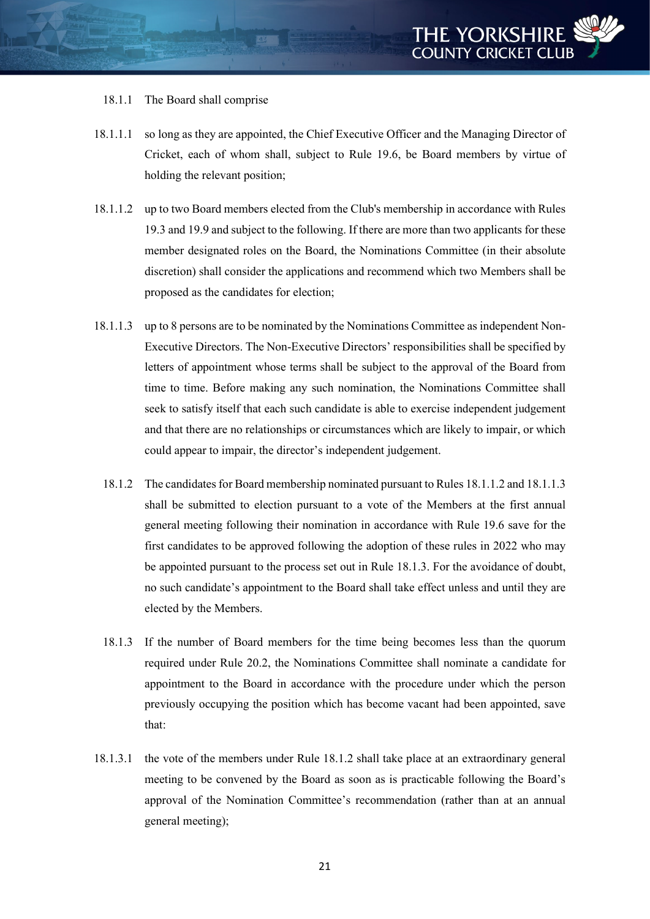18.1.1 The Board shall comprise

18.1.1.1 so long as they are appointed, the Chief Executive Officer and the Managing Director of Cricket, each of whom shall, subject to Rule 19.6, be Board members by virtue of holding the relevant position;

18.1.1.2 up to two Board members elected from the Club's membership in accordance with Rules 19.3 and 19.9 and subject to the following. If there are more than two applicants for these member designated roles on the Board, the Nominations Committee (in their absolute discretion) shall consider the applications and recommend which two Members shall be proposed as the candidates for election;

18.1.1.3 up to 8 persons are to be nominated by the Nominations Committee as independent Non-Executive Directors. The Non-Executive Directors' responsibilities shall be specified by letters of appointment whose terms shall be subject to the approval of the Board from time to time. Before making any such nomination, the Nominations Committee shall seek to satisfy itself that each such candidate is able to exercise independent judgement and that there are no relationships or circumstances which are likely to impair, or which could appear to impair, the director's independent judgement.

18.1.2 The candidates for Board membership nominated pursuant to Rules 18.1.1.2 and 18.1.1.3 shall be submitted to election pursuant to a vote of the Members at the first annual general meeting following their nomination in accordance with Rule 19.6 save for the first candidates to be approved following the adoption of these rules in 2022 who may be appointed pursuant to the process set out in Rule 18.1.3. For the avoidance of doubt, no such candidate's appointment to the Board shall take effect unless and until they are elected by the Members.

18.1.3 If the number of Board members for the time being becomes less than the quorum required under Rule 20.2, the Nominations Committee shall nominate a candidate for appointment to the Board in accordance with the procedure under which the person previously occupying the position which has become vacant had been appointed, save that:

18.1.3.1 the vote of the members under Rule 18.1.2 shall take place at an extraordinary general meeting to be convened by the Board as soon as is practicable following the Board's approval of the Nomination Committee's recommendation (rather than at an annual general meeting);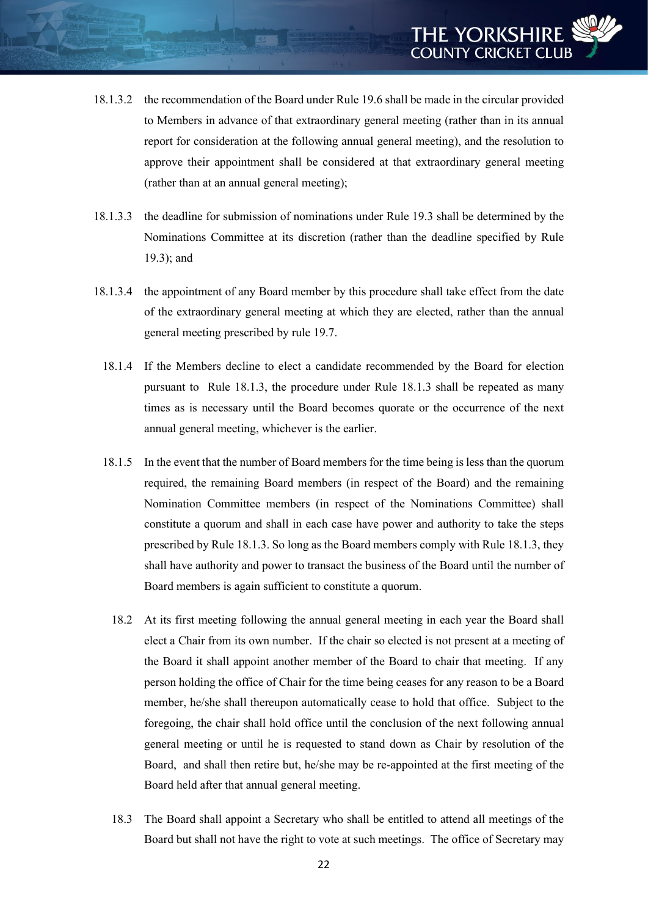18.1.3.2 the recommendation of the Board under Rule 19.6 shall be made in the circular provided to Members in advance of that extraordinary general meeting (rather than in its annual report for consideration at the following annual general meeting), and the resolution to approve their appointment shall be considered at that extraordinary general meeting (rather than at an annual general meeting);

18.1.3.3 the deadline for submission of nominations under Rule 19.3 shall be determined by the Nominations Committee at its discretion (rather than the deadline specified by Rule 19.3); and

18.1.3.4 the appointment of any Board member by this procedure shall take effect from the date of the extraordinary general meeting at which they are elected, rather than the annual general meeting prescribed by rule 19.7.

18.1.4 If the Members decline to elect a candidate recommended by the Board for election pursuant to Rule 18.1.3, the procedure under Rule 18.1.3 shall be repeated as many times as is necessary until the Board becomes quorate or the occurrence of the next annual general meeting, whichever is the earlier.

18.1.5 In the event that the number of Board members for the time being is less than the quorum required, the remaining Board members (in respect of the Board) and the remaining Nomination Committee members (in respect of the Nominations Committee) shall constitute a quorum and shall in each case have power and authority to take the steps prescribed by Rule 18.1.3. So long as the Board members comply with Rule 18.1.3, they shall have authority and power to transact the business of the Board until the number of Board members is again sufficient to constitute a quorum.

18.2 At its first meeting following the annual general meeting in each year the Board shall elect a Chair from its own number. If the chair so elected is not present at a meeting of the Board it shall appoint another member of the Board to chair that meeting. If any person holding the office of Chair for the time being ceases for any reason to be a Board member, he/she shall thereupon automatically cease to hold that office. Subject to the foregoing, the chair shall hold office until the conclusion of the next following annual general meeting or until he is requested to stand down as Chair by resolution of the Board, and shall then retire but, he/she may be re-appointed at the first meeting of the Board held after that annual general meeting.

18.3 The Board shall appoint a Secretary who shall be entitled to attend all meetings of the Board but shall not have the right to vote at such meetings. The office of Secretary may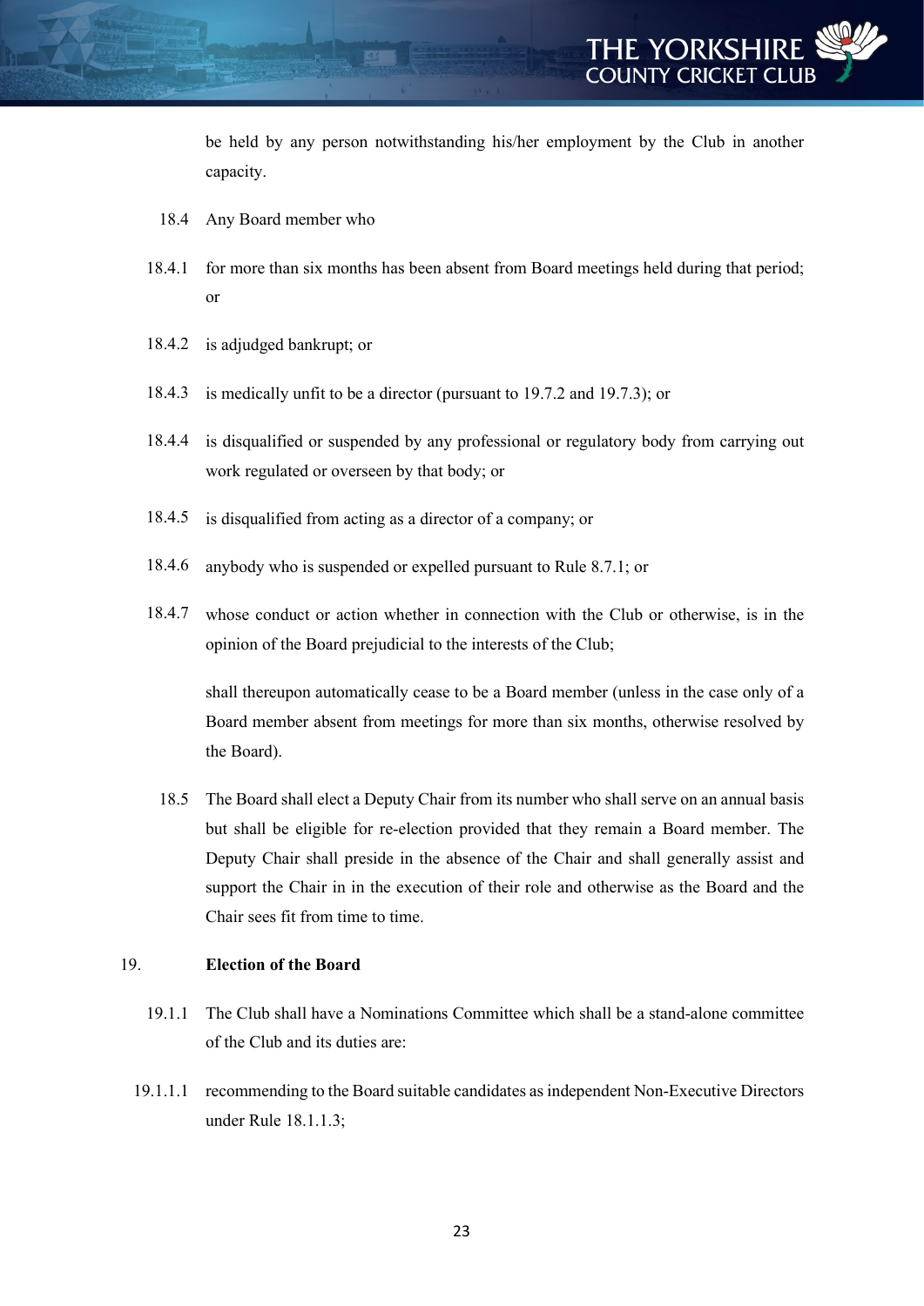be held by any person notwithstanding his/her employment by the Club in another capacity.

18.4 Any Board member who

18.4.1 for more than six months has been absent from Board meetings held during that period; or

18.4.2 is adjudged bankrupt; or

18.4.3 is medically unfit to be a director (pursuant to 19.7.2 and 19.7.3); or

18.4.4 is disqualified or suspended by any professional or regulatory body from carrying out work regulated or overseen by that body; or

18.4.5 is disqualified from acting as a director of a company; or

18.4.6 anybody who is suspended or expelled pursuant to Rule 8.7.1; or

18.4.7 whose conduct or action whether in connection with the Club or otherwise, is in the opinion of the Board prejudicial to the interests of the Club;

shall thereupon automatically cease to be a Board member (unless in the case only of a Board member absent from meetings for more than six months, otherwise resolved by the Board).

18.5 The Board shall elect a Deputy Chair from its number who shall serve on an annual basis but shall be eligible for re-election provided that they remain a Board member. The Deputy Chair shall preside in the absence of the Chair and shall generally assist and support the Chair in in the execution of their role and otherwise as the Board and the Chair sees fit from time to time.

## 19. Election of the Board

19.1.1 The Club shall have a Nominations Committee which shall be a stand-alone committee of the Club and its duties are:

19.1.1.1 recommending to the Board suitable candidates as independent Non-Executive Directors under Rule 18.1.1.3;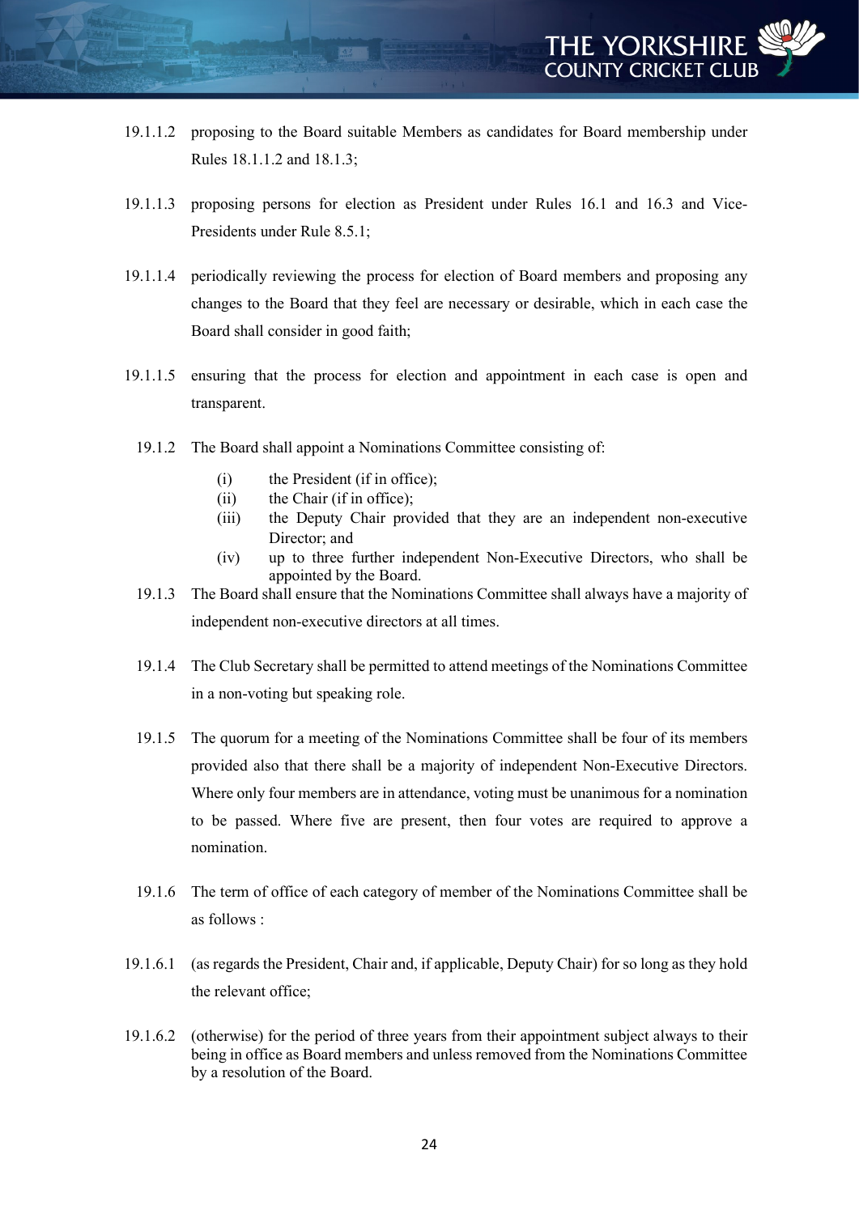19.1.1.2 proposing to the Board suitable Members as candidates for Board membership under Rules 18.1.1.2 and 18.1.3;

19.1.1.3 proposing persons for election as President under Rules 16.1 and 16.3 and Vice-Presidents under Rule 8.5.1;

19.1.1.4 periodically reviewing the process for election of Board members and proposing any changes to the Board that they feel are necessary or desirable, which in each case the Board shall consider in good faith;

19.1.1.5 ensuring that the process for election and appointment in each case is open and transparent.

19.1.2 The Board shall appoint a Nominations Committee consisting of:

(i) the President (if in office);
(ii) the Chair (if in office);
(iii) the Deputy Chair provided that they are an independent non-executive Director; and
(iv) up to three further independent Non-Executive Directors, who shall be appointed by the Board.

19.1.3 The Board shall ensure that the Nominations Committee shall always have a majority of independent non-executive directors at all times.

19.1.4 The Club Secretary shall be permitted to attend meetings of the Nominations Committee in a non-voting but speaking role.

19.1.5 The quorum for a meeting of the Nominations Committee shall be four of its members provided also that there shall be a majority of independent Non-Executive Directors. Where only four members are in attendance, voting must be unanimous for a nomination to be passed. Where five are present, then four votes are required to approve a nomination.

19.1.6 The term of office of each category of member of the Nominations Committee shall be as follows :

19.1.6.1 (as regards the President, Chair and, if applicable, Deputy Chair) for so long as they hold the relevant office;

19.1.6.2 (otherwise) for the period of three years from their appointment subject always to their being in office as Board members and unless removed from the Nominations Committee by a resolution of the Board.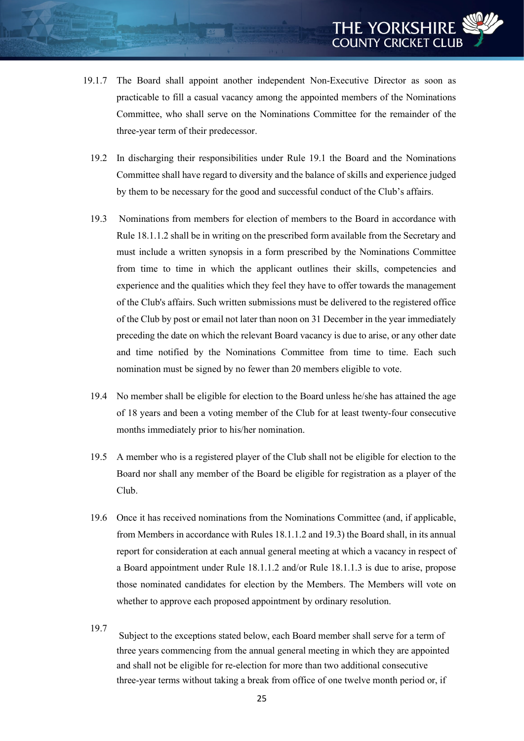19.1.7 The Board shall appoint another independent Non-Executive Director as soon as practicable to fill a casual vacancy among the appointed members of the Nominations Committee, who shall serve on the Nominations Committee for the remainder of the three-year term of their predecessor.

19.2 In discharging their responsibilities under Rule 19.1 the Board and the Nominations Committee shall have regard to diversity and the balance of skills and experience judged by them to be necessary for the good and successful conduct of the Club's affairs.

19.3 Nominations from members for election of members to the Board in accordance with Rule 18.1.1.2 shall be in writing on the prescribed form available from the Secretary and must include a written synopsis in a form prescribed by the Nominations Committee from time to time in which the applicant outlines their skills, competencies and experience and the qualities which they feel they have to offer towards the management of the Club's affairs. Such written submissions must be delivered to the registered office of the Club by post or email not later than noon on 31 December in the year immediately preceding the date on which the relevant Board vacancy is due to arise, or any other date and time notified by the Nominations Committee from time to time. Each such nomination must be signed by no fewer than 20 members eligible to vote.

19.4 No member shall be eligible for election to the Board unless he/she has attained the age of 18 years and been a voting member of the Club for at least twenty-four consecutive months immediately prior to his/her nomination.

19.5 A member who is a registered player of the Club shall not be eligible for election to the Board nor shall any member of the Board be eligible for registration as a player of the Club.

19.6 Once it has received nominations from the Nominations Committee (and, if applicable, from Members in accordance with Rules 18.1.1.2 and 19.3) the Board shall, in its annual report for consideration at each annual general meeting at which a vacancy in respect of a Board appointment under Rule 18.1.1.2 and/or Rule 18.1.1.3 is due to arise, propose those nominated candidates for election by the Members. The Members will vote on whether to approve each proposed appointment by ordinary resolution.

19.7 Subject to the exceptions stated below, each Board member shall serve for a term of three years commencing from the annual general meeting in which they are appointed and shall not be eligible for re-election for more than two additional consecutive three-year terms without taking a break from office of one twelve month period or, if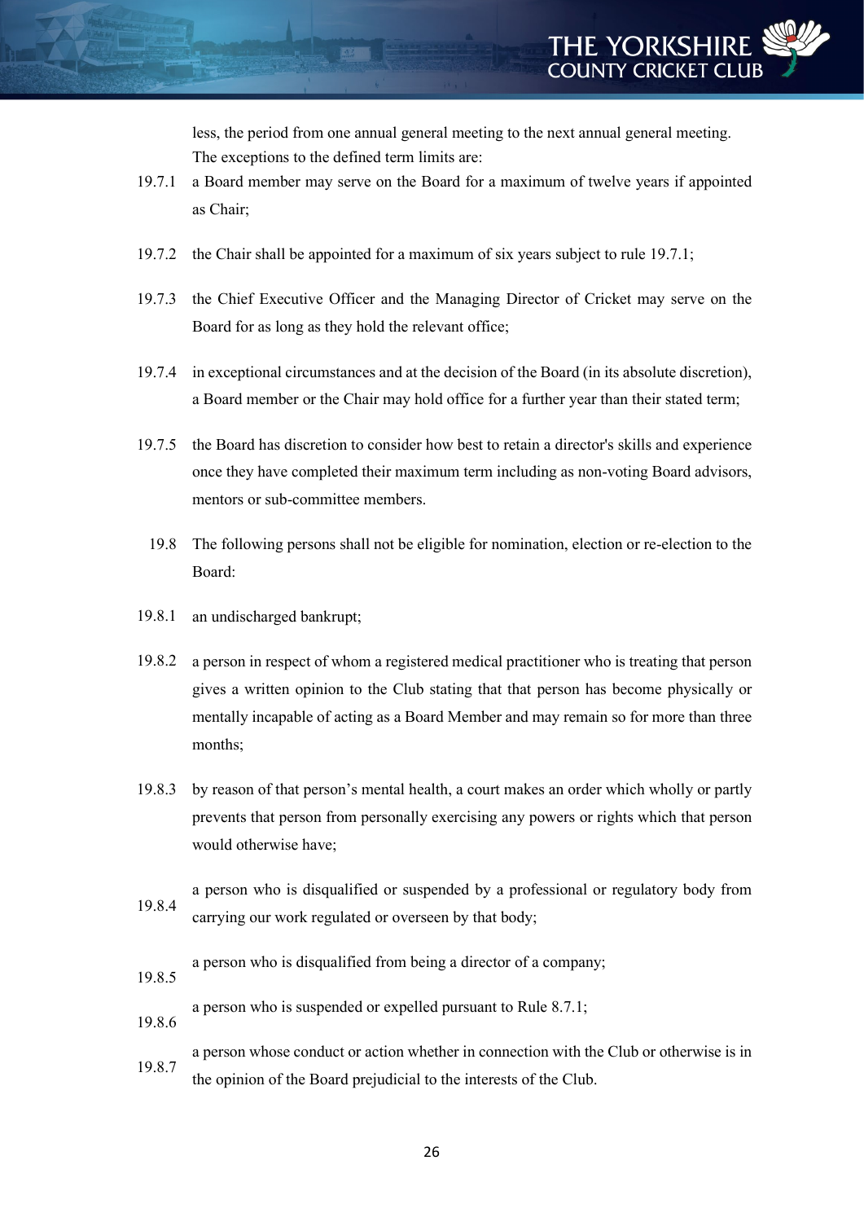less, the period from one annual general meeting to the next annual general meeting. The exceptions to the defined term limits are:

19.7.1 a Board member may serve on the Board for a maximum of twelve years if appointed as Chair;

19.7.2 the Chair shall be appointed for a maximum of six years subject to rule 19.7.1;

19.7.3 the Chief Executive Officer and the Managing Director of Cricket may serve on the Board for as long as they hold the relevant office;

19.7.4 in exceptional circumstances and at the decision of the Board (in its absolute discretion), a Board member or the Chair may hold office for a further year than their stated term;

19.7.5 the Board has discretion to consider how best to retain a director's skills and experience once they have completed their maximum term including as non-voting Board advisors, mentors or sub-committee members.

19.8 The following persons shall not be eligible for nomination, election or re-election to the Board:

19.8.1 an undischarged bankrupt;

19.8.2 a person in respect of whom a registered medical practitioner who is treating that person gives a written opinion to the Club stating that that person has become physically or mentally incapable of acting as a Board Member and may remain so for more than three months;

19.8.3 by reason of that person's mental health, a court makes an order which wholly or partly prevents that person from personally exercising any powers or rights which that person would otherwise have;

19.8.4 a person who is disqualified or suspended by a professional or regulatory body from carrying our work regulated or overseen by that body;

19.8.5 a person who is disqualified from being a director of a company;

19.8.6 a person who is suspended or expelled pursuant to Rule 8.7.1;

19.8.7 a person whose conduct or action whether in connection with the Club or otherwise is in the opinion of the Board prejudicial to the interests of the Club.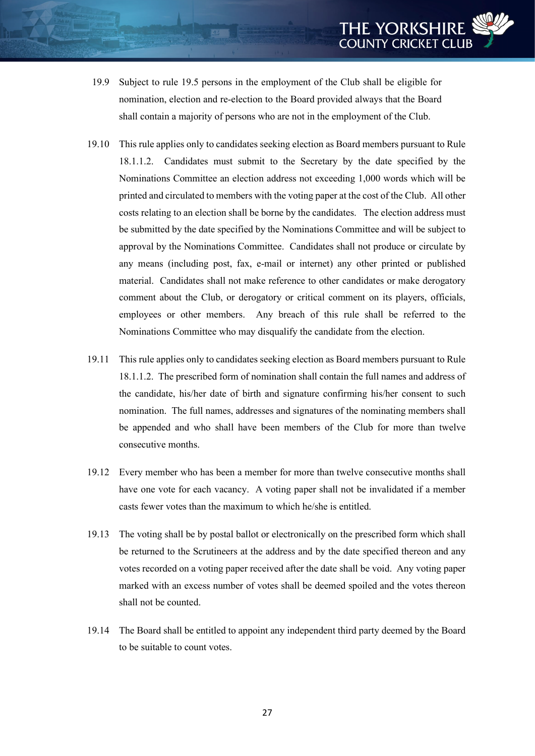19.9 Subject to rule 19.5 persons in the employment of the Club shall be eligible for nomination, election and re-election to the Board provided always that the Board shall contain a majority of persons who are not in the employment of the Club.

19.10 This rule applies only to candidates seeking election as Board members pursuant to Rule 18.1.1.2. Candidates must submit to the Secretary by the date specified by the Nominations Committee an election address not exceeding 1,000 words which will be printed and circulated to members with the voting paper at the cost of the Club. All other costs relating to an election shall be borne by the candidates. The election address must be submitted by the date specified by the Nominations Committee and will be subject to approval by the Nominations Committee. Candidates shall not produce or circulate by any means (including post, fax, e-mail or internet) any other printed or published material. Candidates shall not make reference to other candidates or make derogatory comment about the Club, or derogatory or critical comment on its players, officials, employees or other members. Any breach of this rule shall be referred to the Nominations Committee who may disqualify the candidate from the election.

19.11 This rule applies only to candidates seeking election as Board members pursuant to Rule 18.1.1.2. The prescribed form of nomination shall contain the full names and address of the candidate, his/her date of birth and signature confirming his/her consent to such nomination. The full names, addresses and signatures of the nominating members shall be appended and who shall have been members of the Club for more than twelve consecutive months.

19.12 Every member who has been a member for more than twelve consecutive months shall have one vote for each vacancy. A voting paper shall not be invalidated if a member casts fewer votes than the maximum to which he/she is entitled.

19.13 The voting shall be by postal ballot or electronically on the prescribed form which shall be returned to the Scrutineers at the address and by the date specified thereon and any votes recorded on a voting paper received after the date shall be void. Any voting paper marked with an excess number of votes shall be deemed spoiled and the votes thereon shall not be counted.

19.14 The Board shall be entitled to appoint any independent third party deemed by the Board to be suitable to count votes.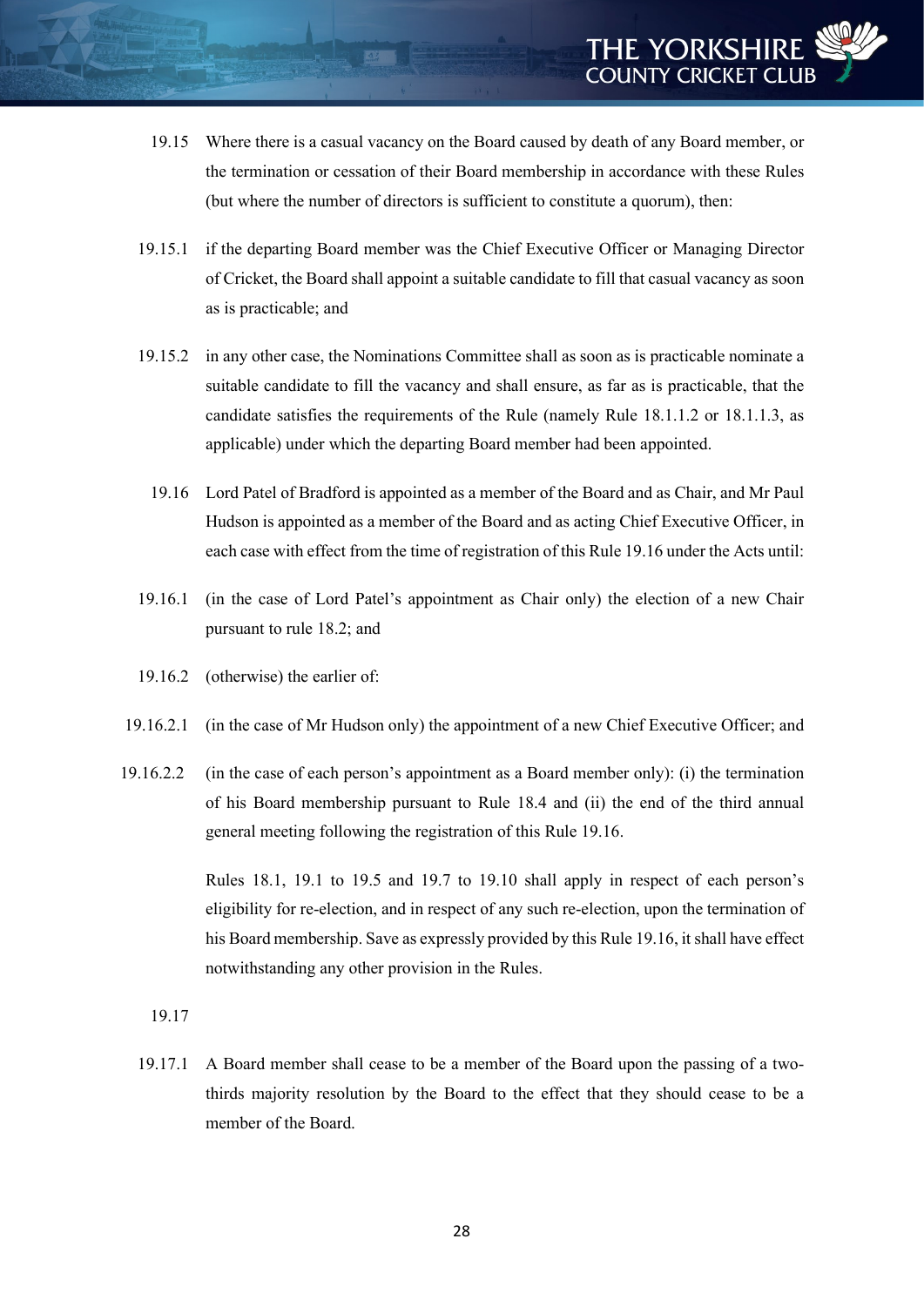19.15 Where there is a casual vacancy on the Board caused by death of any Board member, or the termination or cessation of their Board membership in accordance with these Rules (but where the number of directors is sufficient to constitute a quorum), then:

19.15.1 if the departing Board member was the Chief Executive Officer or Managing Director of Cricket, the Board shall appoint a suitable candidate to fill that casual vacancy as soon as is practicable; and

19.15.2 in any other case, the Nominations Committee shall as soon as is practicable nominate a suitable candidate to fill the vacancy and shall ensure, as far as is practicable, that the candidate satisfies the requirements of the Rule (namely Rule 18.1.1.2 or 18.1.1.3, as applicable) under which the departing Board member had been appointed.

19.16 Lord Patel of Bradford is appointed as a member of the Board and as Chair, and Mr Paul Hudson is appointed as a member of the Board and as acting Chief Executive Officer, in each case with effect from the time of registration of this Rule 19.16 under the Acts until:

19.16.1 (in the case of Lord Patel's appointment as Chair only) the election of a new Chair pursuant to rule 18.2; and

19.16.2 (otherwise) the earlier of:

19.16.2.1 (in the case of Mr Hudson only) the appointment of a new Chief Executive Officer; and

19.16.2.2 (in the case of each person's appointment as a Board member only): (i) the termination of his Board membership pursuant to Rule 18.4 and (ii) the end of the third annual general meeting following the registration of this Rule 19.16.

Rules 18.1, 19.1 to 19.5 and 19.7 to 19.10 shall apply in respect of each person's eligibility for re-election, and in respect of any such re-election, upon the termination of his Board membership. Save as expressly provided by this Rule 19.16, it shall have effect notwithstanding any other provision in the Rules.

19.17

19.17.1 A Board member shall cease to be a member of the Board upon the passing of a two-thirds majority resolution by the Board to the effect that they should cease to be a member of the Board.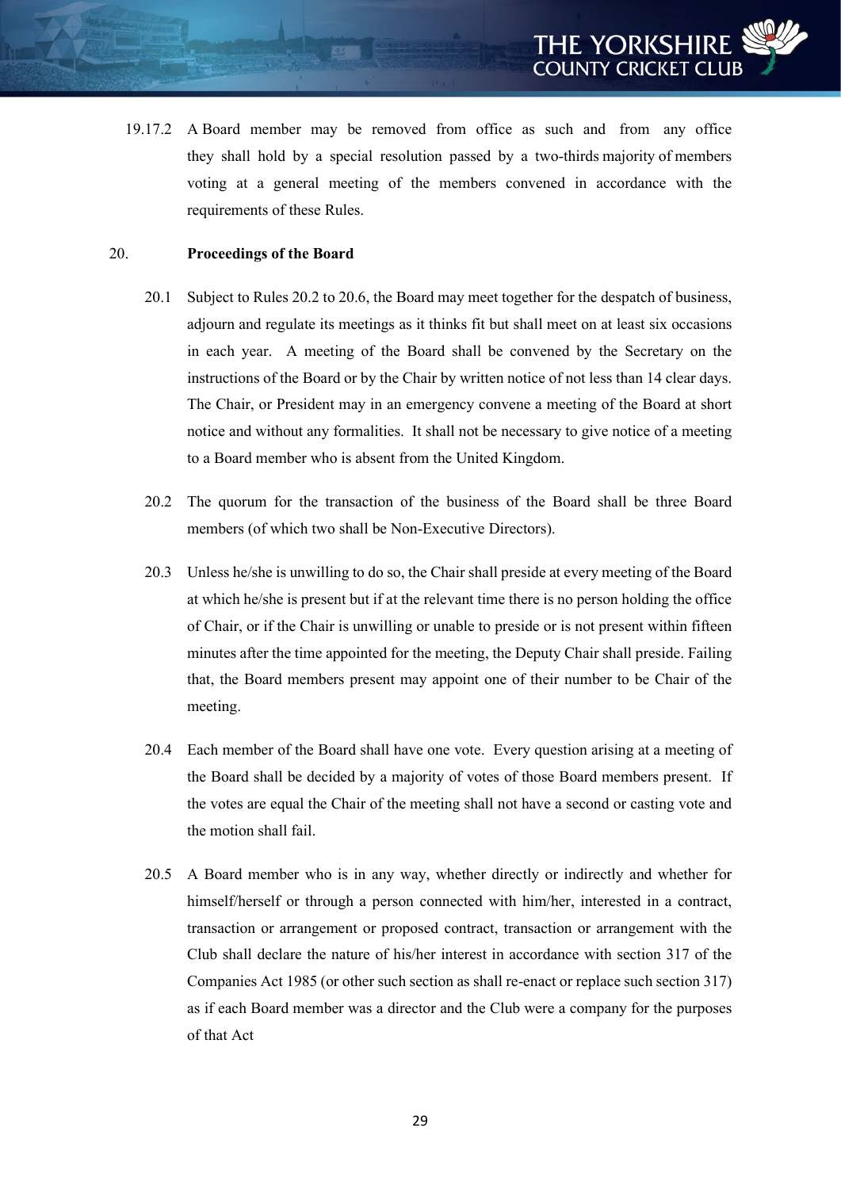19.17.2 A Board member may be removed from office as such and from any office they shall hold by a special resolution passed by a two-thirds majority of members voting at a general meeting of the members convened in accordance with the requirements of these Rules.

## 20. Proceedings of the Board

20.1 Subject to Rules 20.2 to 20.6, the Board may meet together for the despatch of business, adjourn and regulate its meetings as it thinks fit but shall meet on at least six occasions in each year. A meeting of the Board shall be convened by the Secretary on the instructions of the Board or by the Chair by written notice of not less than 14 clear days. The Chair, or President may in an emergency convene a meeting of the Board at short notice and without any formalities. It shall not be necessary to give notice of a meeting to a Board member who is absent from the United Kingdom.

20.2 The quorum for the transaction of the business of the Board shall be three Board members (of which two shall be Non-Executive Directors).

20.3 Unless he/she is unwilling to do so, the Chair shall preside at every meeting of the Board at which he/she is present but if at the relevant time there is no person holding the office of Chair, or if the Chair is unwilling or unable to preside or is not present within fifteen minutes after the time appointed for the meeting, the Deputy Chair shall preside. Failing that, the Board members present may appoint one of their number to be Chair of the meeting.

20.4 Each member of the Board shall have one vote. Every question arising at a meeting of the Board shall be decided by a majority of votes of those Board members present. If the votes are equal the Chair of the meeting shall not have a second or casting vote and the motion shall fail.

20.5 A Board member who is in any way, whether directly or indirectly and whether for himself/herself or through a person connected with him/her, interested in a contract, transaction or arrangement or proposed contract, transaction or arrangement with the Club shall declare the nature of his/her interest in accordance with section 317 of the Companies Act 1985 (or other such section as shall re-enact or replace such section 317) as if each Board member was a director and the Club were a company for the purposes of that Act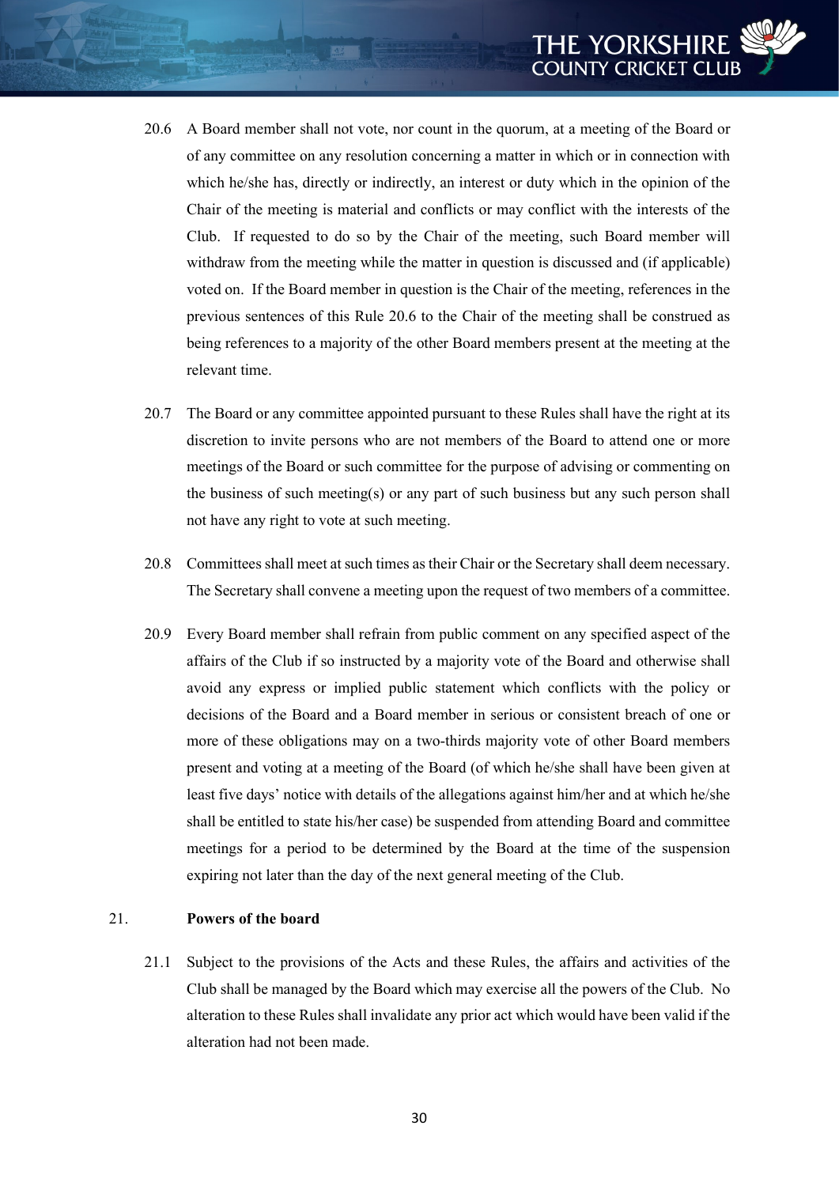20.6 A Board member shall not vote, nor count in the quorum, at a meeting of the Board or of any committee on any resolution concerning a matter in which or in connection with which he/she has, directly or indirectly, an interest or duty which in the opinion of the Chair of the meeting is material and conflicts or may conflict with the interests of the Club. If requested to do so by the Chair of the meeting, such Board member will withdraw from the meeting while the matter in question is discussed and (if applicable) voted on. If the Board member in question is the Chair of the meeting, references in the previous sentences of this Rule 20.6 to the Chair of the meeting shall be construed as being references to a majority of the other Board members present at the meeting at the relevant time.

20.7 The Board or any committee appointed pursuant to these Rules shall have the right at its discretion to invite persons who are not members of the Board to attend one or more meetings of the Board or such committee for the purpose of advising or commenting on the business of such meeting(s) or any part of such business but any such person shall not have any right to vote at such meeting.

20.8 Committees shall meet at such times as their Chair or the Secretary shall deem necessary. The Secretary shall convene a meeting upon the request of two members of a committee.

20.9 Every Board member shall refrain from public comment on any specified aspect of the affairs of the Club if so instructed by a majority vote of the Board and otherwise shall avoid any express or implied public statement which conflicts with the policy or decisions of the Board and a Board member in serious or consistent breach of one or more of these obligations may on a two-thirds majority vote of other Board members present and voting at a meeting of the Board (of which he/she shall have been given at least five days' notice with details of the allegations against him/her and at which he/she shall be entitled to state his/her case) be suspended from attending Board and committee meetings for a period to be determined by the Board at the time of the suspension expiring not later than the day of the next general meeting of the Club.

## 21. **Powers of the board**

21.1 Subject to the provisions of the Acts and these Rules, the affairs and activities of the Club shall be managed by the Board which may exercise all the powers of the Club. No alteration to these Rules shall invalidate any prior act which would have been valid if the alteration had not been made.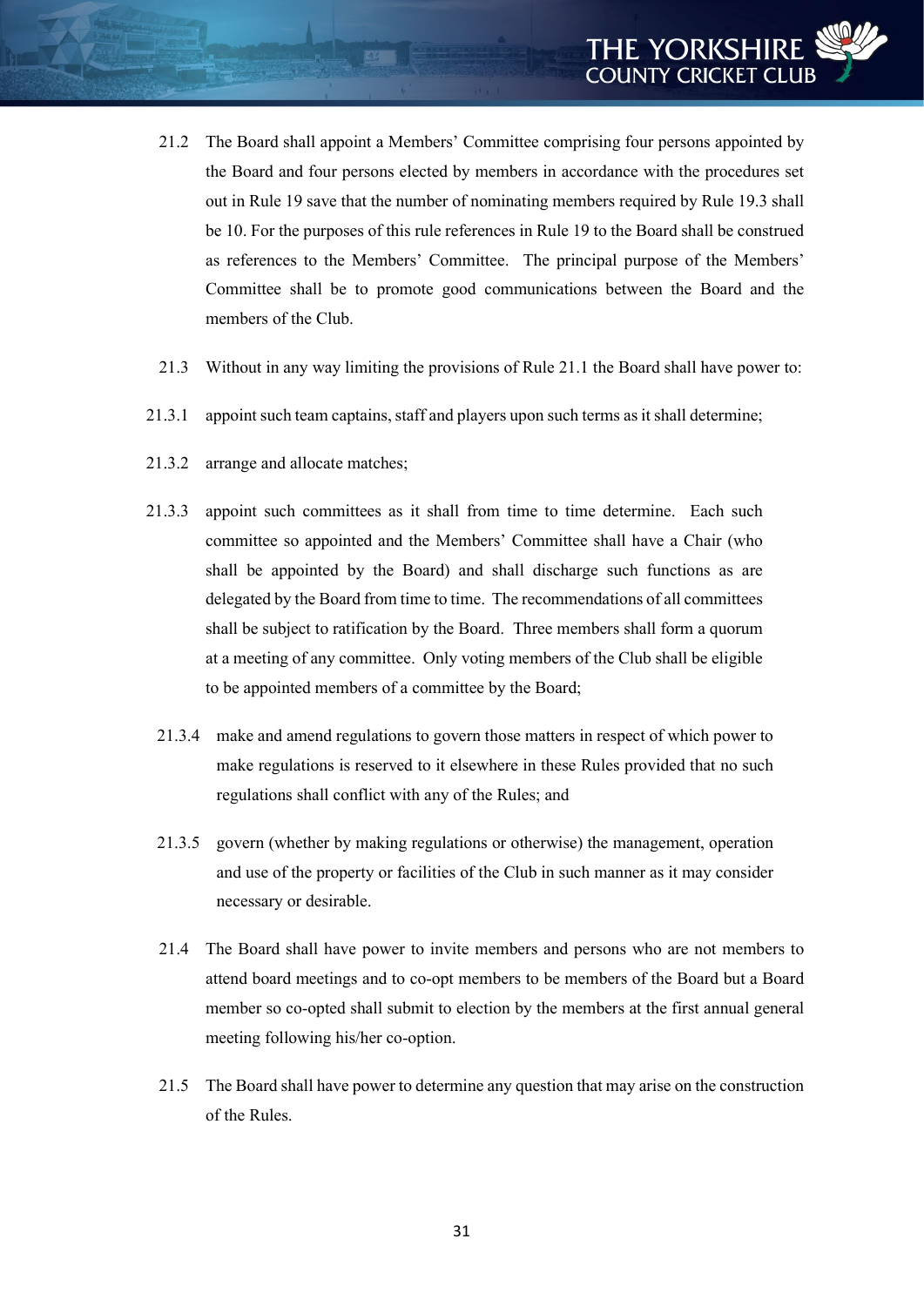21.2 The Board shall appoint a Members' Committee comprising four persons appointed by the Board and four persons elected by members in accordance with the procedures set out in Rule 19 save that the number of nominating members required by Rule 19.3 shall be 10. For the purposes of this rule references in Rule 19 to the Board shall be construed as references to the Members' Committee. The principal purpose of the Members' Committee shall be to promote good communications between the Board and the members of the Club.

21.3 Without in any way limiting the provisions of Rule 21.1 the Board shall have power to:

21.3.1 appoint such team captains, staff and players upon such terms as it shall determine;

21.3.2 arrange and allocate matches;

21.3.3 appoint such committees as it shall from time to time determine. Each such committee so appointed and the Members' Committee shall have a Chair (who shall be appointed by the Board) and shall discharge such functions as are delegated by the Board from time to time. The recommendations of all committees shall be subject to ratification by the Board. Three members shall form a quorum at a meeting of any committee. Only voting members of the Club shall be eligible to be appointed members of a committee by the Board;

21.3.4 make and amend regulations to govern those matters in respect of which power to make regulations is reserved to it elsewhere in these Rules provided that no such regulations shall conflict with any of the Rules; and

21.3.5 govern (whether by making regulations or otherwise) the management, operation and use of the property or facilities of the Club in such manner as it may consider necessary or desirable.

21.4 The Board shall have power to invite members and persons who are not members to attend board meetings and to co-opt members to be members of the Board but a Board member so co-opted shall submit to election by the members at the first annual general meeting following his/her co-option.

21.5 The Board shall have power to determine any question that may arise on the construction of the Rules.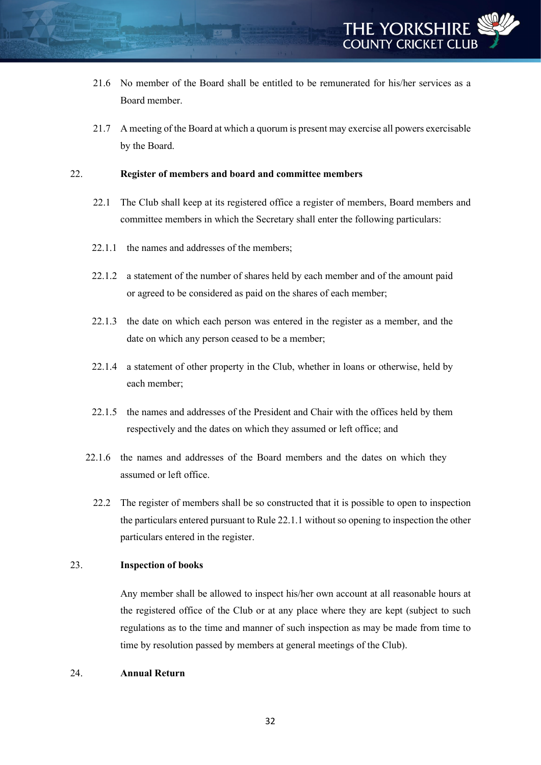21.6 No member of the Board shall be entitled to be remunerated for his/her services as a Board member.

21.7 A meeting of the Board at which a quorum is present may exercise all powers exercisable by the Board.

## 22. Register of members and board and committee members

22.1 The Club shall keep at its registered office a register of members, Board members and committee members in which the Secretary shall enter the following particulars:

22.1.1 the names and addresses of the members;

22.1.2 a statement of the number of shares held by each member and of the amount paid or agreed to be considered as paid on the shares of each member;

22.1.3 the date on which each person was entered in the register as a member, and the date on which any person ceased to be a member;

22.1.4 a statement of other property in the Club, whether in loans or otherwise, held by each member;

22.1.5 the names and addresses of the President and Chair with the offices held by them respectively and the dates on which they assumed or left office; and

22.1.6 the names and addresses of the Board members and the dates on which they assumed or left office.

22.2 The register of members shall be so constructed that it is possible to open to inspection the particulars entered pursuant to Rule 22.1.1 without so opening to inspection the other particulars entered in the register.

## 23. Inspection of books

Any member shall be allowed to inspect his/her own account at all reasonable hours at the registered office of the Club or at any place where they are kept (subject to such regulations as to the time and manner of such inspection as may be made from time to time by resolution passed by members at general meetings of the Club).

## 24. Annual Return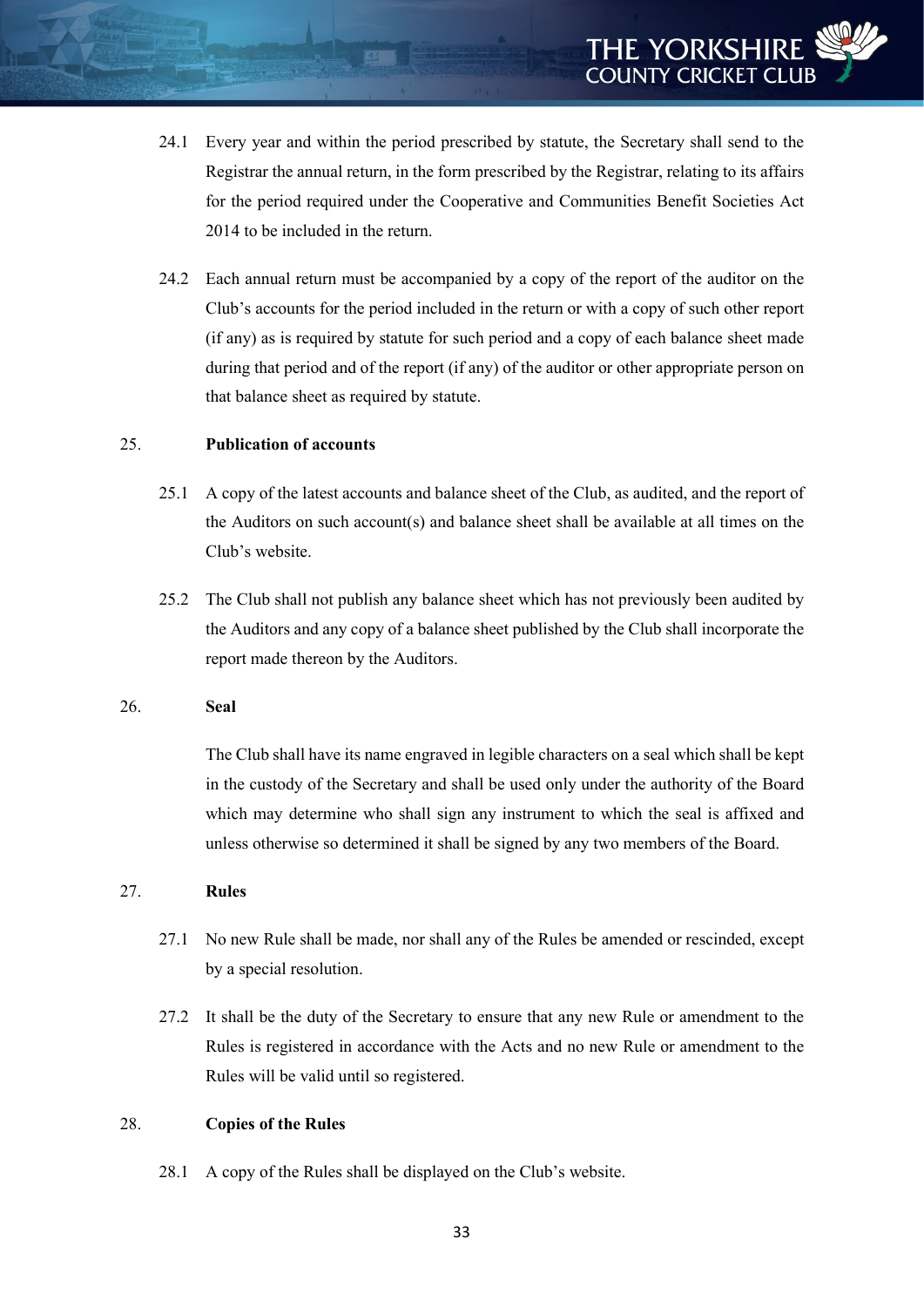24.1 Every year and within the period prescribed by statute, the Secretary shall send to the Registrar the annual return, in the form prescribed by the Registrar, relating to its affairs for the period required under the Cooperative and Communities Benefit Societies Act 2014 to be included in the return.

24.2 Each annual return must be accompanied by a copy of the report of the auditor on the Club's accounts for the period included in the return or with a copy of such other report (if any) as is required by statute for such period and a copy of each balance sheet made during that period and of the report (if any) of the auditor or other appropriate person on that balance sheet as required by statute.

## 25. Publication of accounts

25.1 A copy of the latest accounts and balance sheet of the Club, as audited, and the report of the Auditors on such account(s) and balance sheet shall be available at all times on the Club's website.

25.2 The Club shall not publish any balance sheet which has not previously been audited by the Auditors and any copy of a balance sheet published by the Club shall incorporate the report made thereon by the Auditors.

## 26. Seal

The Club shall have its name engraved in legible characters on a seal which shall be kept in the custody of the Secretary and shall be used only under the authority of the Board which may determine who shall sign any instrument to which the seal is affixed and unless otherwise so determined it shall be signed by any two members of the Board.

## 27. Rules

27.1 No new Rule shall be made, nor shall any of the Rules be amended or rescinded, except by a special resolution.

27.2 It shall be the duty of the Secretary to ensure that any new Rule or amendment to the Rules is registered in accordance with the Acts and no new Rule or amendment to the Rules will be valid until so registered.

## 28. Copies of the Rules

28.1 A copy of the Rules shall be displayed on the Club's website.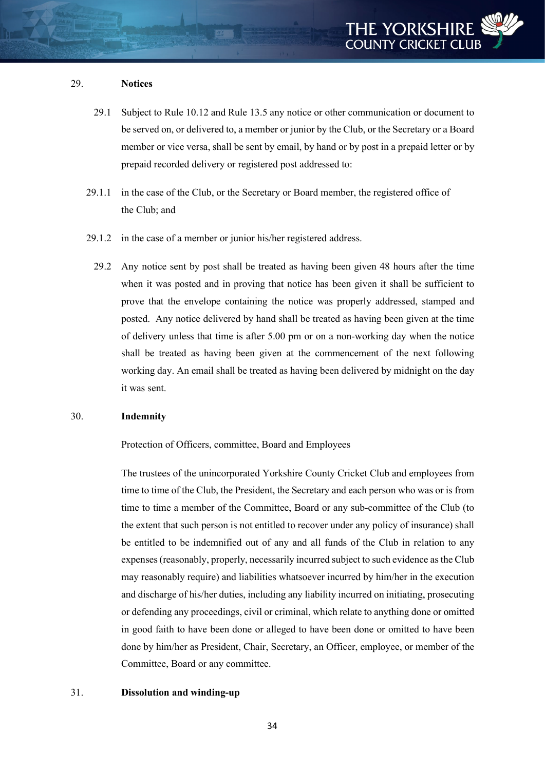## 29. Notices

29.1 Subject to Rule 10.12 and Rule 13.5 any notice or other communication or document to be served on, or delivered to, a member or junior by the Club, or the Secretary or a Board member or vice versa, shall be sent by email, by hand or by post in a prepaid letter or by prepaid recorded delivery or registered post addressed to:

29.1.1 in the case of the Club, or the Secretary or Board member, the registered office of the Club; and

29.1.2 in the case of a member or junior his/her registered address.

29.2 Any notice sent by post shall be treated as having been given 48 hours after the time when it was posted and in proving that notice has been given it shall be sufficient to prove that the envelope containing the notice was properly addressed, stamped and posted. Any notice delivered by hand shall be treated as having been given at the time of delivery unless that time is after 5.00 pm or on a non-working day when the notice shall be treated as having been given at the commencement of the next following working day. An email shall be treated as having been delivered by midnight on the day it was sent.

## 30. Indemnity

Protection of Officers, committee, Board and Employees

The trustees of the unincorporated Yorkshire County Cricket Club and employees from time to time of the Club, the President, the Secretary and each person who was or is from time to time a member of the Committee, Board or any sub-committee of the Club (to the extent that such person is not entitled to recover under any policy of insurance) shall be entitled to be indemnified out of any and all funds of the Club in relation to any expenses (reasonably, properly, necessarily incurred subject to such evidence as the Club may reasonably require) and liabilities whatsoever incurred by him/her in the execution and discharge of his/her duties, including any liability incurred on initiating, prosecuting or defending any proceedings, civil or criminal, which relate to anything done or omitted in good faith to have been done or alleged to have been done or omitted to have been done by him/her as President, Chair, Secretary, an Officer, employee, or member of the Committee, Board or any committee.

## 31. Dissolution and winding-up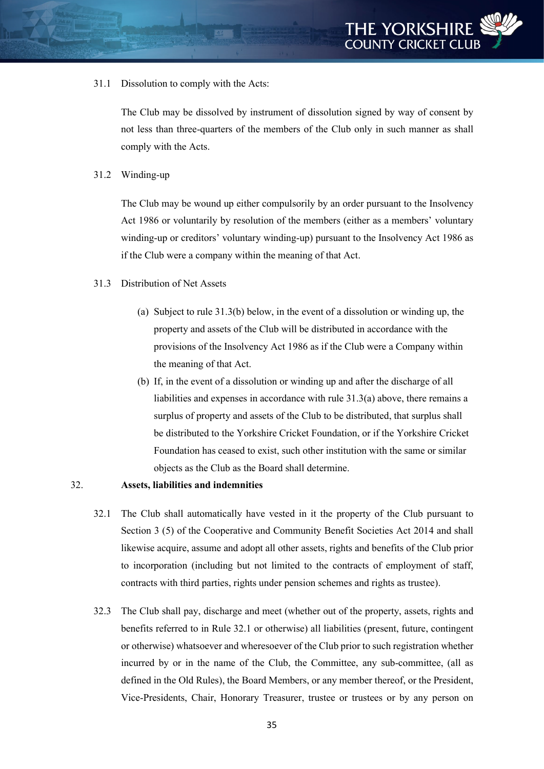31.1 Dissolution to comply with the Acts:

The Club may be dissolved by instrument of dissolution signed by way of consent by not less than three-quarters of the members of the Club only in such manner as shall comply with the Acts.

31.2 Winding-up

The Club may be wound up either compulsorily by an order pursuant to the Insolvency Act 1986 or voluntarily by resolution of the members (either as a members' voluntary winding-up or creditors' voluntary winding-up) pursuant to the Insolvency Act 1986 as if the Club were a company within the meaning of that Act.

31.3 Distribution of Net Assets

(a) Subject to rule 31.3(b) below, in the event of a dissolution or winding up, the property and assets of the Club will be distributed in accordance with the provisions of the Insolvency Act 1986 as if the Club were a Company within the meaning of that Act.

(b) If, in the event of a dissolution or winding up and after the discharge of all liabilities and expenses in accordance with rule 31.3(a) above, there remains a surplus of property and assets of the Club to be distributed, that surplus shall be distributed to the Yorkshire Cricket Foundation, or if the Yorkshire Cricket Foundation has ceased to exist, such other institution with the same or similar objects as the Club as the Board shall determine.

32. **Assets, liabilities and indemnities**

32.1 The Club shall automatically have vested in it the property of the Club pursuant to Section 3 (5) of the Cooperative and Community Benefit Societies Act 2014 and shall likewise acquire, assume and adopt all other assets, rights and benefits of the Club prior to incorporation (including but not limited to the contracts of employment of staff, contracts with third parties, rights under pension schemes and rights as trustee).

32.3 The Club shall pay, discharge and meet (whether out of the property, assets, rights and benefits referred to in Rule 32.1 or otherwise) all liabilities (present, future, contingent or otherwise) whatsoever and wheresoever of the Club prior to such registration whether incurred by or in the name of the Club, the Committee, any sub-committee, (all as defined in the Old Rules), the Board Members, or any member thereof, or the President, Vice-Presidents, Chair, Honorary Treasurer, trustee or trustees or by any person on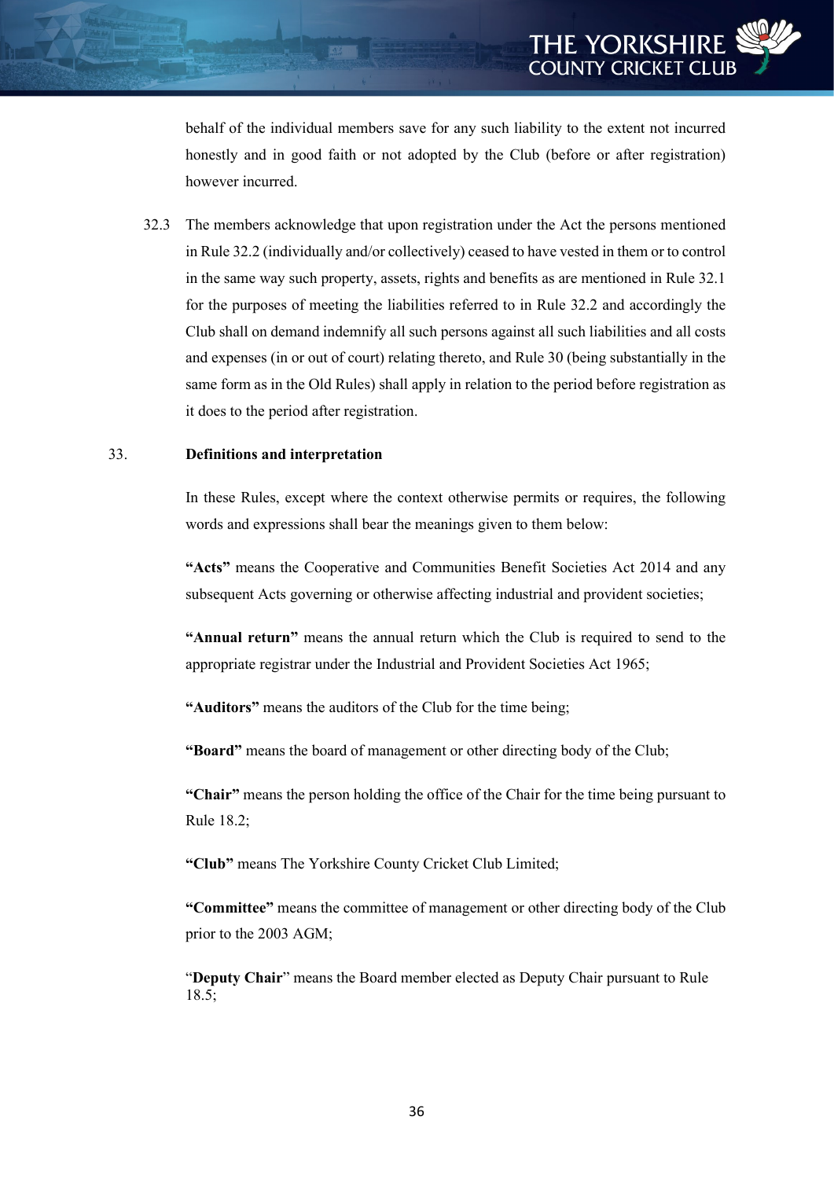behalf of the individual members save for any such liability to the extent not incurred honestly and in good faith or not adopted by the Club (before or after registration) however incurred.

32.3 The members acknowledge that upon registration under the Act the persons mentioned in Rule 32.2 (individually and/or collectively) ceased to have vested in them or to control in the same way such property, assets, rights and benefits as are mentioned in Rule 32.1 for the purposes of meeting the liabilities referred to in Rule 32.2 and accordingly the Club shall on demand indemnify all such persons against all such liabilities and all costs and expenses (in or out of court) relating thereto, and Rule 30 (being substantially in the same form as in the Old Rules) shall apply in relation to the period before registration as it does to the period after registration.

## 33. Definitions and interpretation

In these Rules, except where the context otherwise permits or requires, the following words and expressions shall bear the meanings given to them below:

**"Acts"** means the Cooperative and Communities Benefit Societies Act 2014 and any subsequent Acts governing or otherwise affecting industrial and provident societies;

**"Annual return"** means the annual return which the Club is required to send to the appropriate registrar under the Industrial and Provident Societies Act 1965;

**"Auditors"** means the auditors of the Club for the time being;

**"Board"** means the board of management or other directing body of the Club;

**"Chair"** means the person holding the office of the Chair for the time being pursuant to Rule 18.2;

**"Club"** means The Yorkshire County Cricket Club Limited;

**"Committee"** means the committee of management or other directing body of the Club prior to the 2003 AGM;

"**Deputy Chair**" means the Board member elected as Deputy Chair pursuant to Rule 18.5;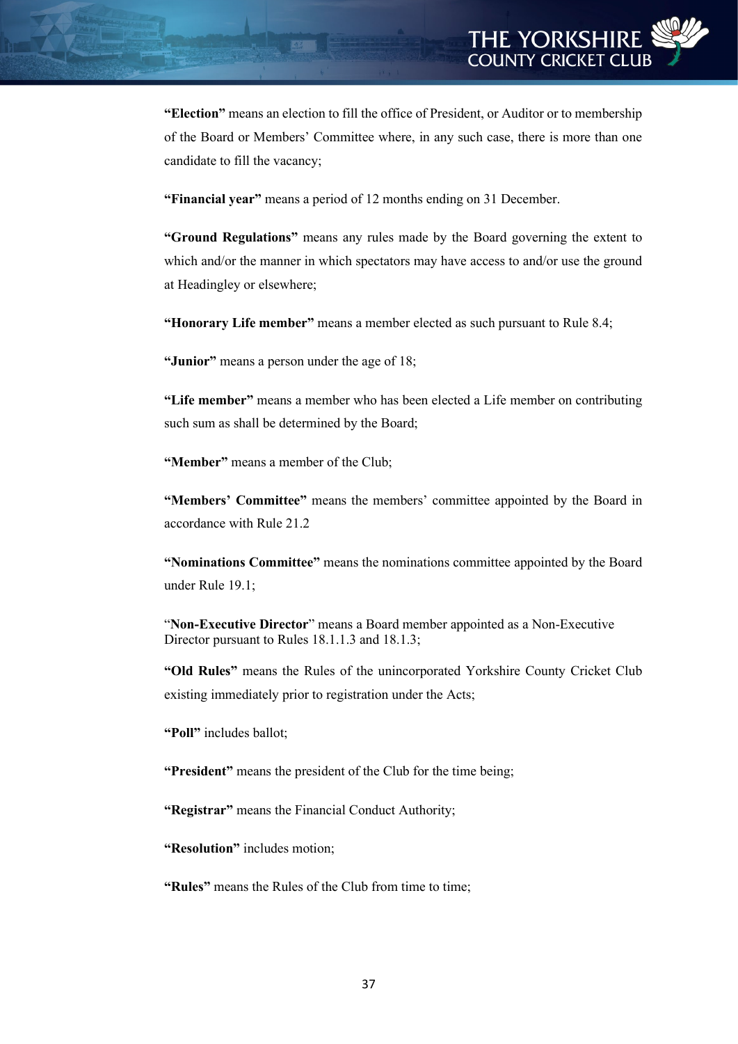**"Election"** means an election to fill the office of President, or Auditor or to membership of the Board or Members' Committee where, in any such case, there is more than one candidate to fill the vacancy;

**"Financial year"** means a period of 12 months ending on 31 December.

**"Ground Regulations"** means any rules made by the Board governing the extent to which and/or the manner in which spectators may have access to and/or use the ground at Headingley or elsewhere;

**"Honorary Life member"** means a member elected as such pursuant to Rule 8.4;

**"Junior"** means a person under the age of 18;

**"Life member"** means a member who has been elected a Life member on contributing such sum as shall be determined by the Board;

**"Member"** means a member of the Club;

**"Members' Committee"** means the members' committee appointed by the Board in accordance with Rule 21.2

**"Nominations Committee"** means the nominations committee appointed by the Board under Rule 19.1;

"**Non-Executive Director**" means a Board member appointed as a Non-Executive Director pursuant to Rules 18.1.1.3 and 18.1.3;

**"Old Rules"** means the Rules of the unincorporated Yorkshire County Cricket Club existing immediately prior to registration under the Acts;

**"Poll"** includes ballot;

**"President"** means the president of the Club for the time being;

**"Registrar"** means the Financial Conduct Authority;

**"Resolution"** includes motion;

**"Rules"** means the Rules of the Club from time to time;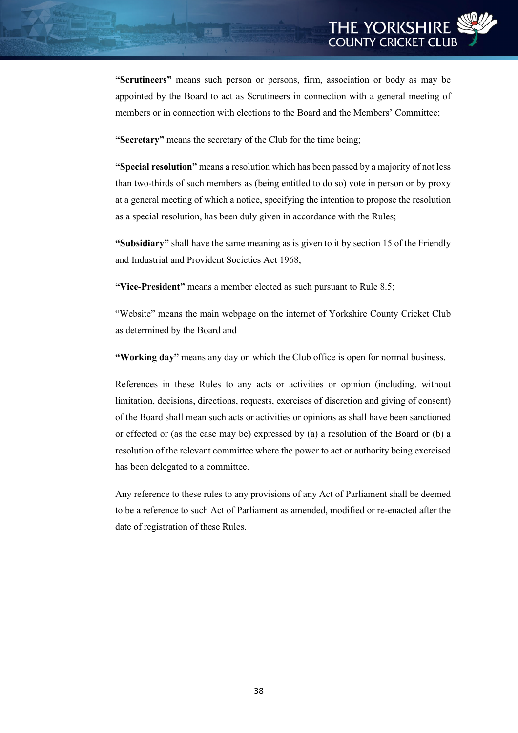**"Scrutineers"** means such person or persons, firm, association or body as may be appointed by the Board to act as Scrutineers in connection with a general meeting of members or in connection with elections to the Board and the Members' Committee;

**"Secretary"** means the secretary of the Club for the time being;

**"Special resolution"** means a resolution which has been passed by a majority of not less than two-thirds of such members as (being entitled to do so) vote in person or by proxy at a general meeting of which a notice, specifying the intention to propose the resolution as a special resolution, has been duly given in accordance with the Rules;

**"Subsidiary"** shall have the same meaning as is given to it by section 15 of the Friendly and Industrial and Provident Societies Act 1968;

**"Vice-President"** means a member elected as such pursuant to Rule 8.5;

"Website" means the main webpage on the internet of Yorkshire County Cricket Club as determined by the Board and

**"Working day"** means any day on which the Club office is open for normal business.

References in these Rules to any acts or activities or opinion (including, without limitation, decisions, directions, requests, exercises of discretion and giving of consent) of the Board shall mean such acts or activities or opinions as shall have been sanctioned or effected or (as the case may be) expressed by (a) a resolution of the Board or (b) a resolution of the relevant committee where the power to act or authority being exercised has been delegated to a committee.

Any reference to these rules to any provisions of any Act of Parliament shall be deemed to be a reference to such Act of Parliament as amended, modified or re-enacted after the date of registration of these Rules.